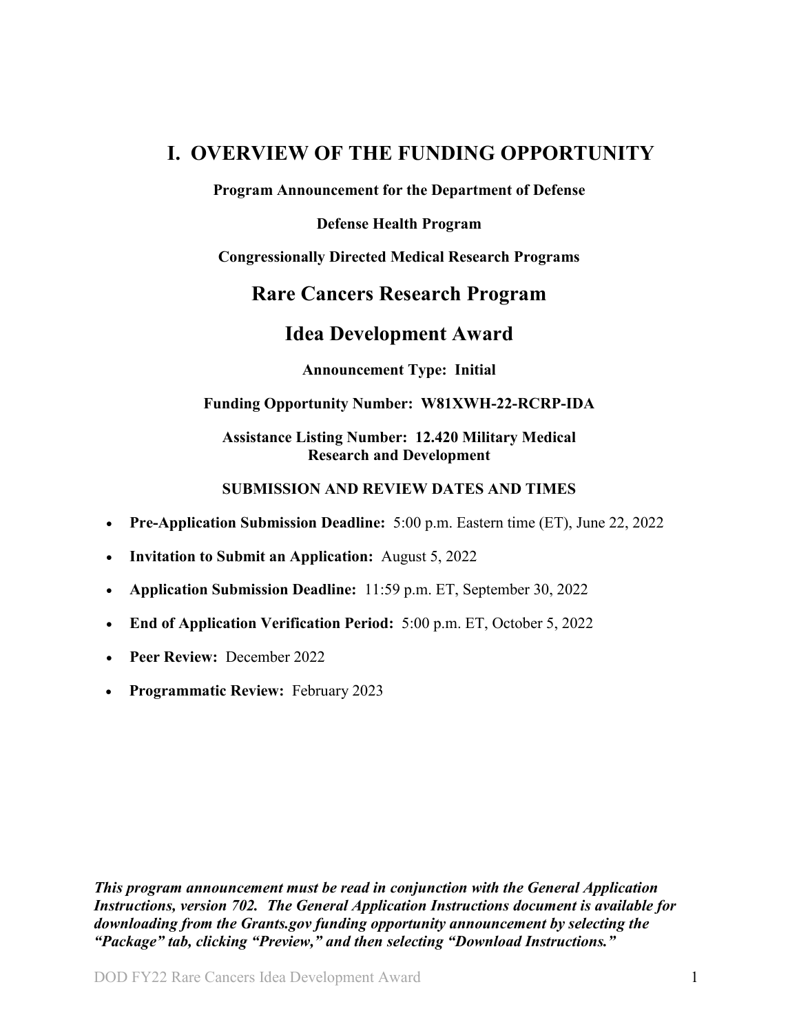# I. OVERVIEW OF THE FUNDING OPPORTUNITY

**Program Announcement for the Department of Defense**

**Defense Health Program**

**Congressionally Directed Medical Research Programs**

## Rare Cancers Research Program

## Idea Development Award

**Announcement Type: Initial**

**Funding Opportunity Number: W81XWH-22-RCRP-IDA**

**Assistance Listing Number: 12.420 Military Medical Research and Development**

**SUBMISSION AND REVIEW DATES AND TIMES**

- **Pre-Application Submission Deadline:** 5:00 p.m. Eastern time (ET), June 22, 2022
- **Invitation to Submit an Application:** August 5, 2022
- **Application Submission Deadline:** 11:59 p.m. ET, September 30, 2022
- **End of Application Verification Period:** 5:00 p.m. ET, October 5, 2022
- **Peer Review:** December 2022
- **Programmatic Review:** February 2023

***This program announcement must be read in conjunction with the General Application Instructions, version 702. The General Application Instructions document is available for downloading from the Grants.gov funding opportunity announcement by selecting the "Package" tab, clicking "Preview," and then selecting "Download Instructions."***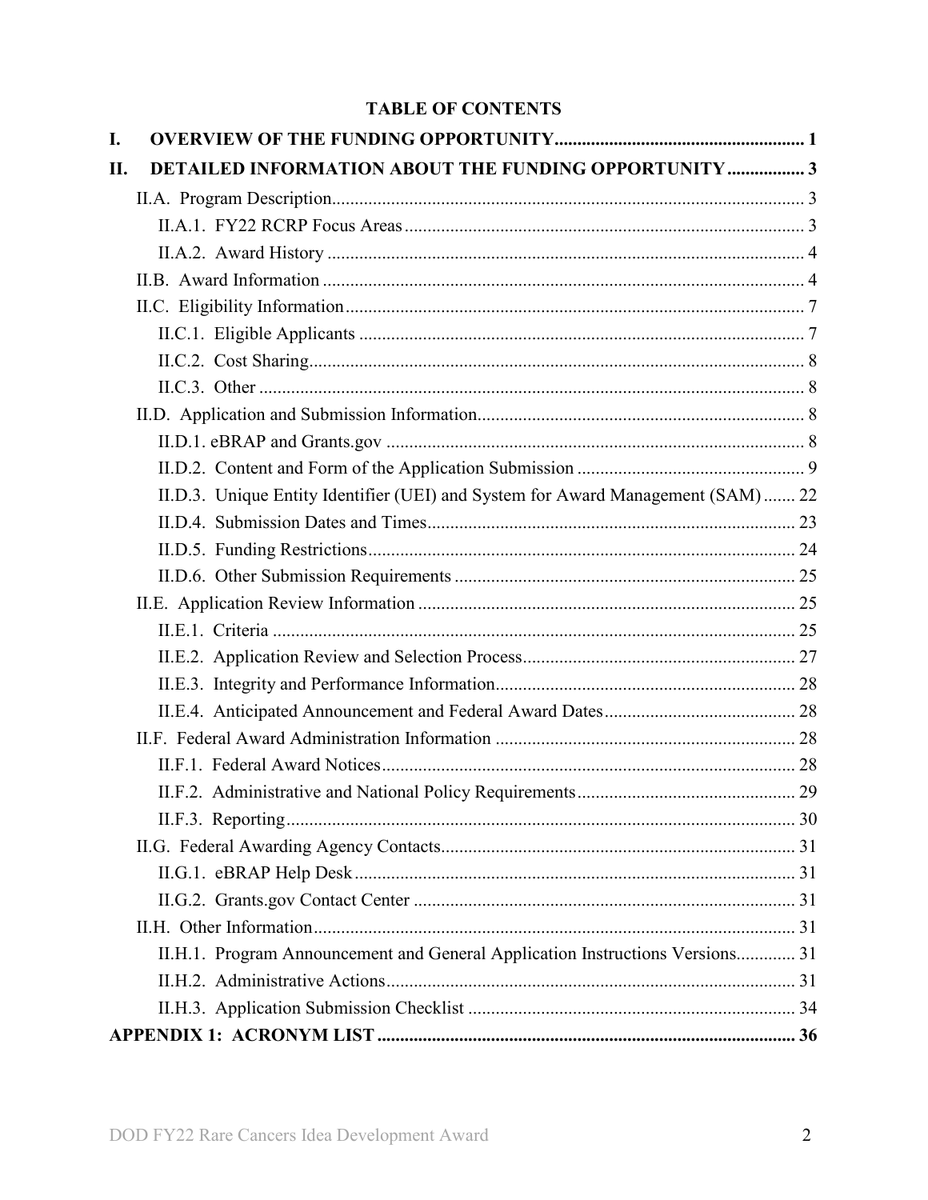## TABLE OF CONTENTS

**I. OVERVIEW OF THE FUNDING OPPORTUNITY ... 1**

**II. DETAILED INFORMATION ABOUT THE FUNDING OPPORTUNITY ... 3**

- II.A. Program Description ... 3
  - II.A.1. FY22 RCRP Focus Areas ... 3
  - II.A.2. Award History ... 4
- II.B. Award Information ... 4
- II.C. Eligibility Information ... 7
  - II.C.1. Eligible Applicants ... 7
  - II.C.2. Cost Sharing ... 8
  - II.C.3. Other ... 8
- II.D. Application and Submission Information ... 8
  - II.D.1. eBRAP and Grants.gov ... 8
  - II.D.2. Content and Form of the Application Submission ... 9
  - II.D.3. Unique Entity Identifier (UEI) and System for Award Management (SAM) ... 22
  - II.D.4. Submission Dates and Times ... 23
  - II.D.5. Funding Restrictions ... 24
  - II.D.6. Other Submission Requirements ... 25
- II.E. Application Review Information ... 25
  - II.E.1. Criteria ... 25
  - II.E.2. Application Review and Selection Process ... 27
  - II.E.3. Integrity and Performance Information ... 28
  - II.E.4. Anticipated Announcement and Federal Award Dates ... 28
- II.F. Federal Award Administration Information ... 28
  - II.F.1. Federal Award Notices ... 28
  - II.F.2. Administrative and National Policy Requirements ... 29
  - II.F.3. Reporting ... 30
- II.G. Federal Awarding Agency Contacts ... 31
  - II.G.1. eBRAP Help Desk ... 31
  - II.G.2. Grants.gov Contact Center ... 31
- II.H. Other Information ... 31
  - II.H.1. Program Announcement and General Application Instructions Versions ... 31
  - II.H.2. Administrative Actions ... 31
  - II.H.3. Application Submission Checklist ... 34

**APPENDIX 1: ACRONYM LIST ... 36**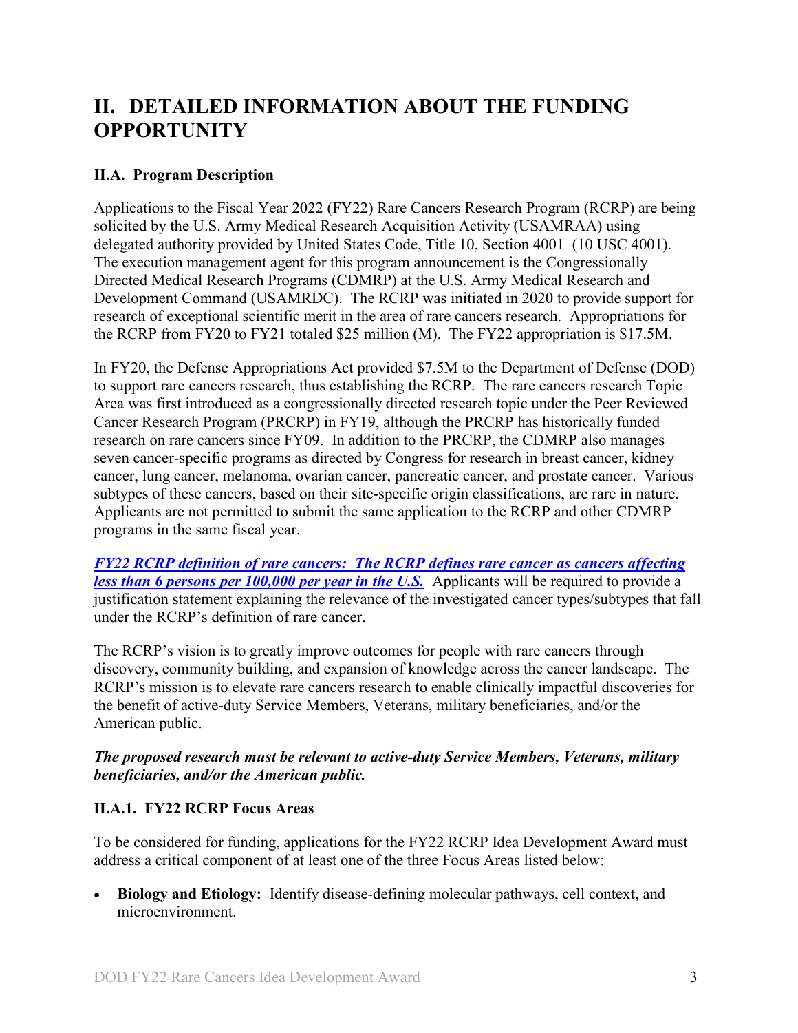# II. DETAILED INFORMATION ABOUT THE FUNDING OPPORTUNITY

## II.A. Program Description

Applications to the Fiscal Year 2022 (FY22) Rare Cancers Research Program (RCRP) are being solicited by the U.S. Army Medical Research Acquisition Activity (USAMRAA) using delegated authority provided by United States Code, Title 10, Section 4001 (10 USC 4001). The execution management agent for this program announcement is the Congressionally Directed Medical Research Programs (CDMRP) at the U.S. Army Medical Research and Development Command (USAMRDC). The RCRP was initiated in 2020 to provide support for research of exceptional scientific merit in the area of rare cancers research. Appropriations for the RCRP from FY20 to FY21 totaled $25 million (M). The FY22 appropriation is $17.5M.

In FY20, the Defense Appropriations Act provided $7.5M to the Department of Defense (DOD) to support rare cancers research, thus establishing the RCRP. The rare cancers research Topic Area was first introduced as a congressionally directed research topic under the Peer Reviewed Cancer Research Program (PRCRP) in FY19, although the PRCRP has historically funded research on rare cancers since FY09. In addition to the PRCRP, the CDMRP also manages seven cancer-specific programs as directed by Congress for research in breast cancer, kidney cancer, lung cancer, melanoma, ovarian cancer, pancreatic cancer, and prostate cancer. Various subtypes of these cancers, based on their site-specific origin classifications, are rare in nature. Applicants are not permitted to submit the same application to the RCRP and other CDMRP programs in the same fiscal year.

***FY22 RCRP definition of rare cancers: The RCRP defines rare cancer as cancers affecting less than 6 persons per 100,000 per year in the U.S.*** Applicants will be required to provide a justification statement explaining the relevance of the investigated cancer types/subtypes that fall under the RCRP's definition of rare cancer.

The RCRP's vision is to greatly improve outcomes for people with rare cancers through discovery, community building, and expansion of knowledge across the cancer landscape. The RCRP's mission is to elevate rare cancers research to enable clinically impactful discoveries for the benefit of active-duty Service Members, Veterans, military beneficiaries, and/or the American public.

***The proposed research must be relevant to active-duty Service Members, Veterans, military beneficiaries, and/or the American public.***

### II.A.1. FY22 RCRP Focus Areas

To be considered for funding, applications for the FY22 RCRP Idea Development Award must address a critical component of at least one of the three Focus Areas listed below:

- **Biology and Etiology:** Identify disease-defining molecular pathways, cell context, and microenvironment.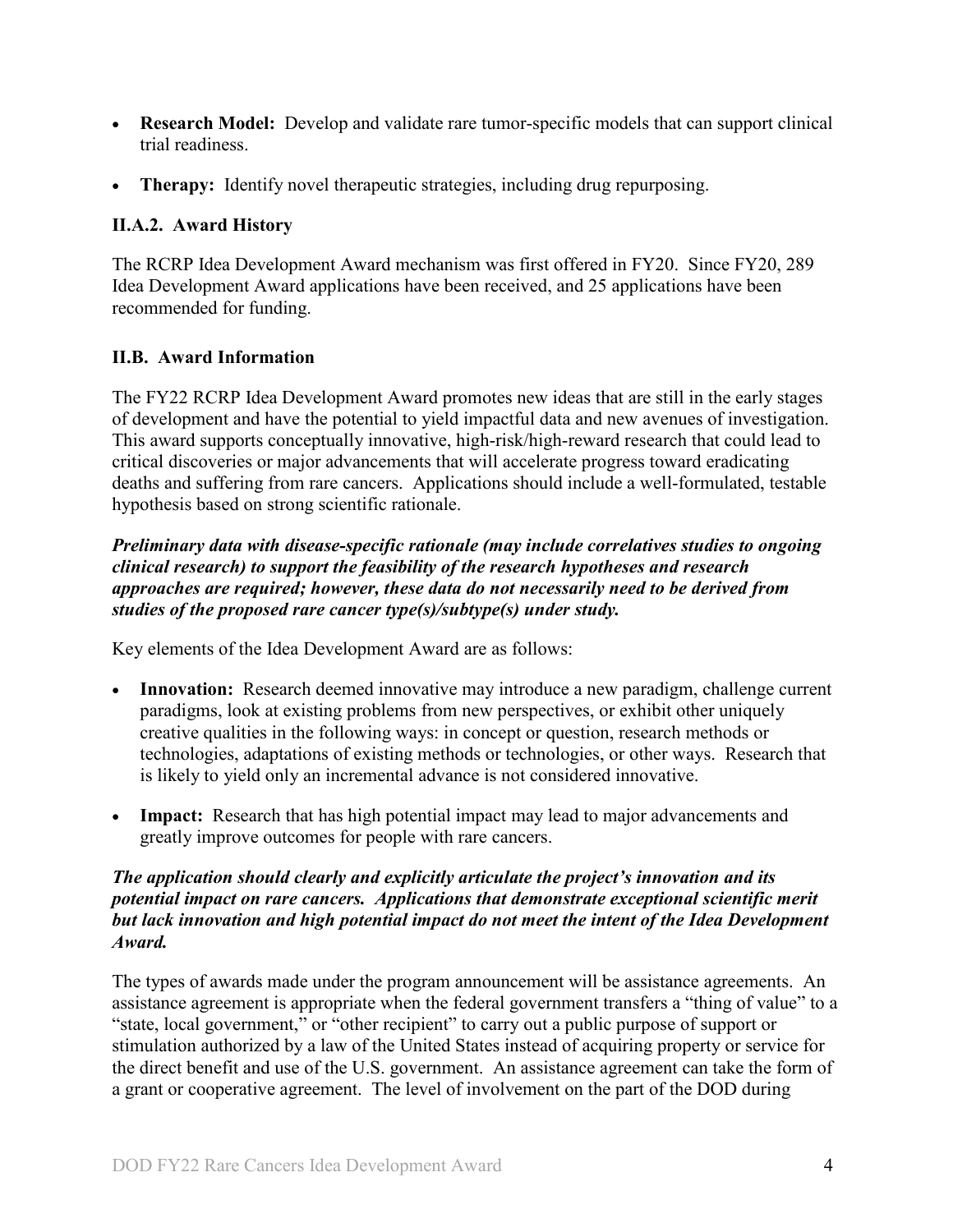- **Research Model:** Develop and validate rare tumor-specific models that can support clinical trial readiness.
- **Therapy:** Identify novel therapeutic strategies, including drug repurposing.

### II.A.2. Award History

The RCRP Idea Development Award mechanism was first offered in FY20. Since FY20, 289 Idea Development Award applications have been received, and 25 applications have been recommended for funding.

## II.B. Award Information

The FY22 RCRP Idea Development Award promotes new ideas that are still in the early stages of development and have the potential to yield impactful data and new avenues of investigation. This award supports conceptually innovative, high-risk/high-reward research that could lead to critical discoveries or major advancements that will accelerate progress toward eradicating deaths and suffering from rare cancers. Applications should include a well-formulated, testable hypothesis based on strong scientific rationale.

***Preliminary data with disease-specific rationale (may include correlatives studies to ongoing clinical research) to support the feasibility of the research hypotheses and research approaches are required; however, these data do not necessarily need to be derived from studies of the proposed rare cancer type(s)/subtype(s) under study.***

Key elements of the Idea Development Award are as follows:

- **Innovation:** Research deemed innovative may introduce a new paradigm, challenge current paradigms, look at existing problems from new perspectives, or exhibit other uniquely creative qualities in the following ways: in concept or question, research methods or technologies, adaptations of existing methods or technologies, or other ways. Research that is likely to yield only an incremental advance is not considered innovative.
- **Impact:** Research that has high potential impact may lead to major advancements and greatly improve outcomes for people with rare cancers.

***The application should clearly and explicitly articulate the project's innovation and its potential impact on rare cancers. Applications that demonstrate exceptional scientific merit but lack innovation and high potential impact do not meet the intent of the Idea Development Award.***

The types of awards made under the program announcement will be assistance agreements. An assistance agreement is appropriate when the federal government transfers a "thing of value" to a "state, local government," or "other recipient" to carry out a public purpose of support or stimulation authorized by a law of the United States instead of acquiring property or service for the direct benefit and use of the U.S. government. An assistance agreement can take the form of a grant or cooperative agreement. The level of involvement on the part of the DOD during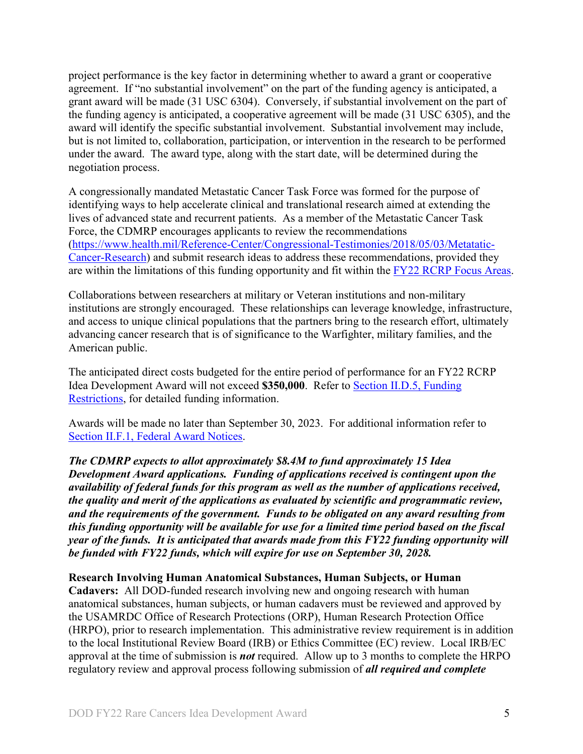project performance is the key factor in determining whether to award a grant or cooperative agreement. If "no substantial involvement" on the part of the funding agency is anticipated, a grant award will be made (31 USC 6304). Conversely, if substantial involvement on the part of the funding agency is anticipated, a cooperative agreement will be made (31 USC 6305), and the award will identify the specific substantial involvement. Substantial involvement may include, but is not limited to, collaboration, participation, or intervention in the research to be performed under the award. The award type, along with the start date, will be determined during the negotiation process.

A congressionally mandated Metastatic Cancer Task Force was formed for the purpose of identifying ways to help accelerate clinical and translational research aimed at extending the lives of advanced state and recurrent patients. As a member of the Metastatic Cancer Task Force, the CDMRP encourages applicants to review the recommendations (https://www.health.mil/Reference-Center/Congressional-Testimonies/2018/05/03/Metatatic-Cancer-Research) and submit research ideas to address these recommendations, provided they are within the limitations of this funding opportunity and fit within the FY22 RCRP Focus Areas.

Collaborations between researchers at military or Veteran institutions and non-military institutions are strongly encouraged. These relationships can leverage knowledge, infrastructure, and access to unique clinical populations that the partners bring to the research effort, ultimately advancing cancer research that is of significance to the Warfighter, military families, and the American public.

The anticipated direct costs budgeted for the entire period of performance for an FY22 RCRP Idea Development Award will not exceed **$350,000**. Refer to Section II.D.5, Funding Restrictions, for detailed funding information.

Awards will be made no later than September 30, 2023. For additional information refer to Section II.F.1, Federal Award Notices.

***The CDMRP expects to allot approximately $8.4M to fund approximately 15 Idea Development Award applications. Funding of applications received is contingent upon the availability of federal funds for this program as well as the number of applications received, the quality and merit of the applications as evaluated by scientific and programmatic review, and the requirements of the government. Funds to be obligated on any award resulting from this funding opportunity will be available for use for a limited time period based on the fiscal year of the funds. It is anticipated that awards made from this FY22 funding opportunity will be funded with FY22 funds, which will expire for use on September 30, 2028.***

**Research Involving Human Anatomical Substances, Human Subjects, or Human Cadavers:** All DOD-funded research involving new and ongoing research with human anatomical substances, human subjects, or human cadavers must be reviewed and approved by the USAMRDC Office of Research Protections (ORP), Human Research Protection Office (HRPO), prior to research implementation. This administrative review requirement is in addition to the local Institutional Review Board (IRB) or Ethics Committee (EC) review. Local IRB/EC approval at the time of submission is ***not*** required. Allow up to 3 months to complete the HRPO regulatory review and approval process following submission of ***all required and complete***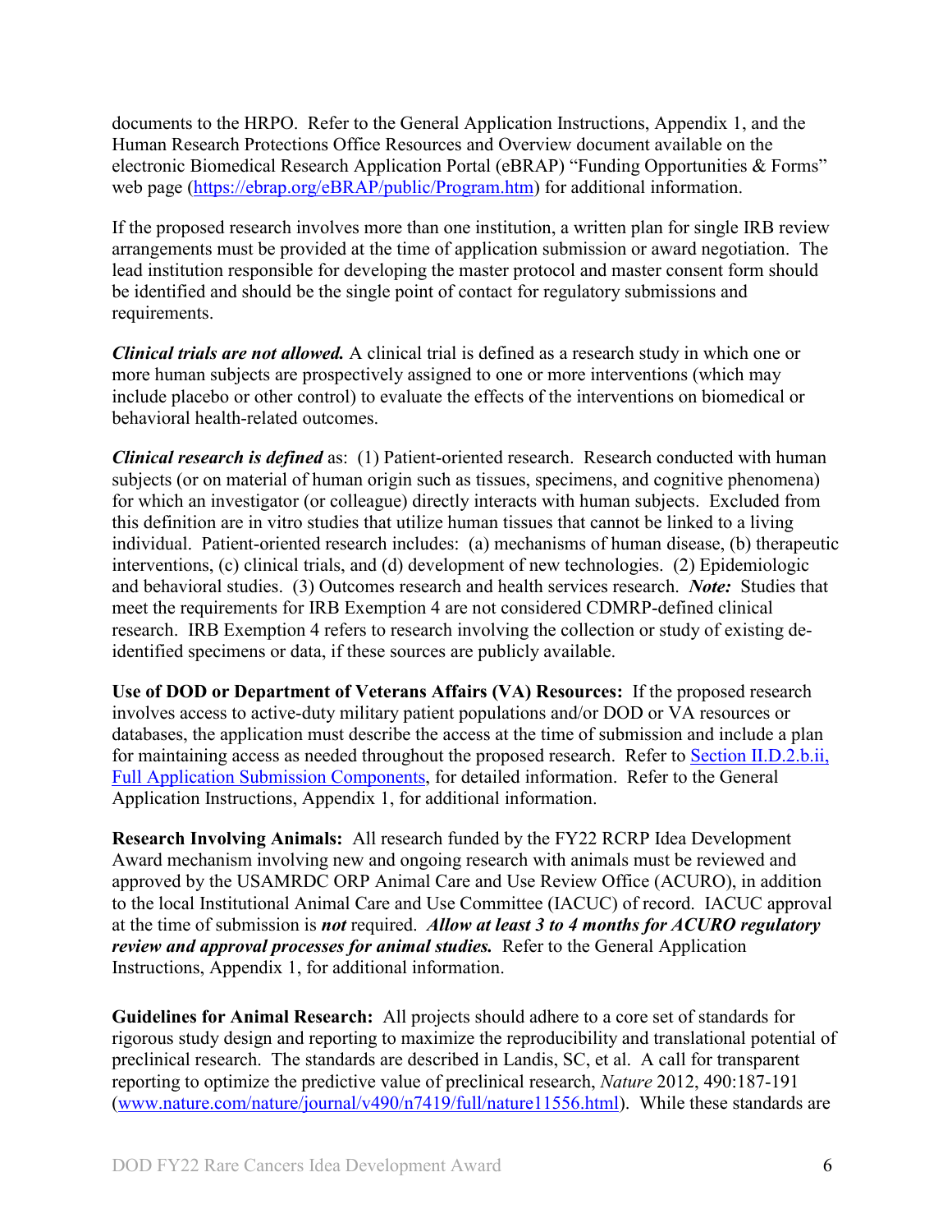documents to the HRPO. Refer to the General Application Instructions, Appendix 1, and the Human Research Protections Office Resources and Overview document available on the electronic Biomedical Research Application Portal (eBRAP) “Funding Opportunities & Forms” web page ([https://ebrap.org/eBRAP/public/Program.htm](https://ebrap.org/eBRAP/public/Program.htm)) for additional information.

If the proposed research involves more than one institution, a written plan for single IRB review arrangements must be provided at the time of application submission or award negotiation. The lead institution responsible for developing the master protocol and master consent form should be identified and should be the single point of contact for regulatory submissions and requirements.

***Clinical trials are not allowed.*** A clinical trial is defined as a research study in which one or more human subjects are prospectively assigned to one or more interventions (which may include placebo or other control) to evaluate the effects of the interventions on biomedical or behavioral health-related outcomes.

***Clinical research is defined*** as: (1) Patient-oriented research. Research conducted with human subjects (or on material of human origin such as tissues, specimens, and cognitive phenomena) for which an investigator (or colleague) directly interacts with human subjects. Excluded from this definition are in vitro studies that utilize human tissues that cannot be linked to a living individual. Patient-oriented research includes: (a) mechanisms of human disease, (b) therapeutic interventions, (c) clinical trials, and (d) development of new technologies. (2) Epidemiologic and behavioral studies. (3) Outcomes research and health services research. ***Note:*** Studies that meet the requirements for IRB Exemption 4 are not considered CDMRP-defined clinical research. IRB Exemption 4 refers to research involving the collection or study of existing de-identified specimens or data, if these sources are publicly available.

**Use of DOD or Department of Veterans Affairs (VA) Resources:** If the proposed research involves access to active-duty military patient populations and/or DOD or VA resources or databases, the application must describe the access at the time of submission and include a plan for maintaining access as needed throughout the proposed research. Refer to Section II.D.2.b.ii, Full Application Submission Components, for detailed information. Refer to the General Application Instructions, Appendix 1, for additional information.

**Research Involving Animals:** All research funded by the FY22 RCRP Idea Development Award mechanism involving new and ongoing research with animals must be reviewed and approved by the USAMRDC ORP Animal Care and Use Review Office (ACURO), in addition to the local Institutional Animal Care and Use Committee (IACUC) of record. IACUC approval at the time of submission is ***not*** required. ***Allow at least 3 to 4 months for ACURO regulatory review and approval processes for animal studies.*** Refer to the General Application Instructions, Appendix 1, for additional information.

**Guidelines for Animal Research:** All projects should adhere to a core set of standards for rigorous study design and reporting to maximize the reproducibility and translational potential of preclinical research. The standards are described in Landis, SC, et al. A call for transparent reporting to optimize the predictive value of preclinical research, *Nature* 2012, 490:187-191 ([www.nature.com/nature/journal/v490/n7419/full/nature11556.html](www.nature.com/nature/journal/v490/n7419/full/nature11556.html)). While these standards are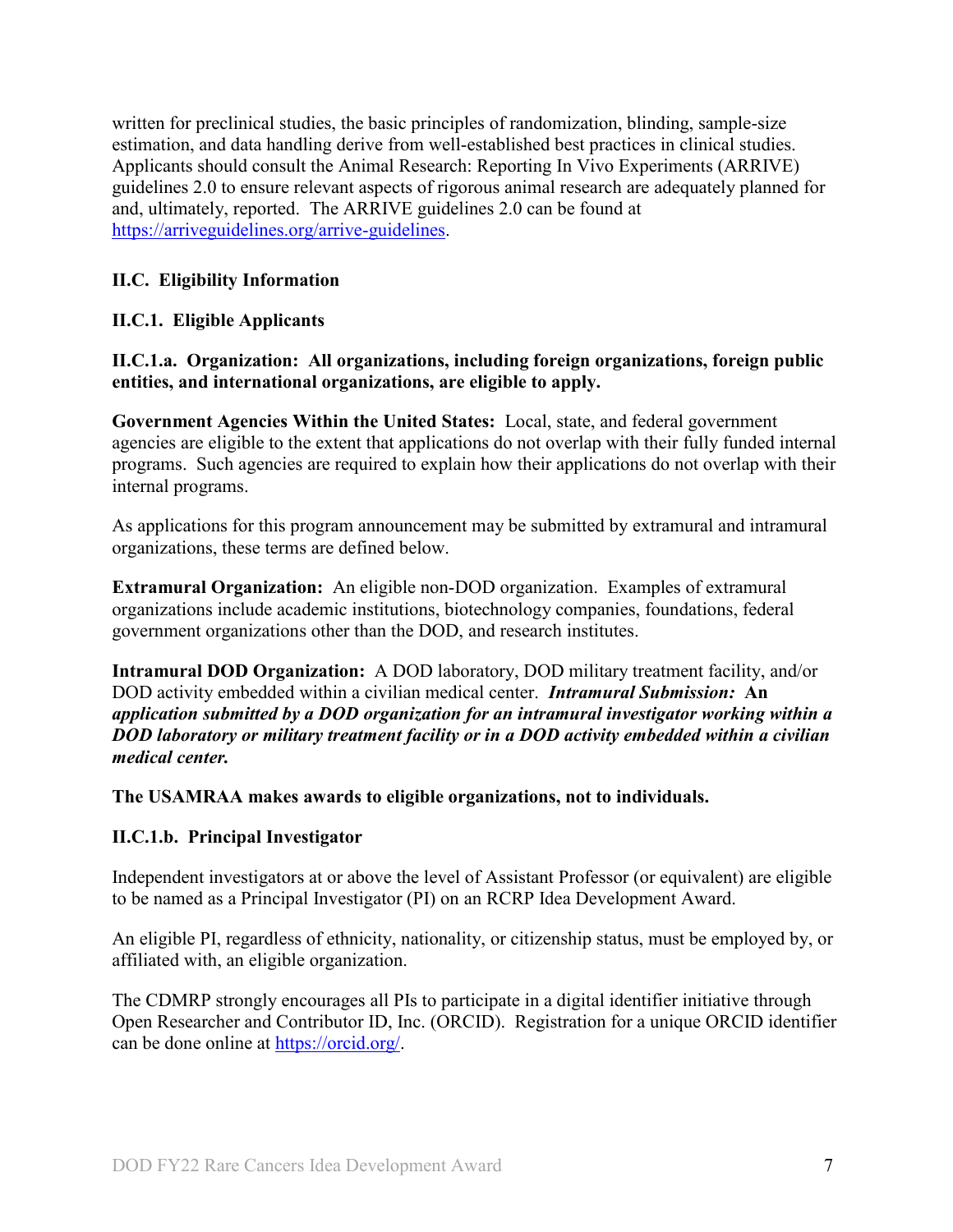written for preclinical studies, the basic principles of randomization, blinding, sample-size estimation, and data handling derive from well-established best practices in clinical studies. Applicants should consult the Animal Research: Reporting In Vivo Experiments (ARRIVE) guidelines 2.0 to ensure relevant aspects of rigorous animal research are adequately planned for and, ultimately, reported. The ARRIVE guidelines 2.0 can be found at [https://arriveguidelines.org/arrive-guidelines](https://arriveguidelines.org/arrive-guidelines).

## II.C. Eligibility Information

### II.C.1. Eligible Applicants

#### II.C.1.a. Organization: All organizations, including foreign organizations, foreign public entities, and international organizations, are eligible to apply.

**Government Agencies Within the United States:** Local, state, and federal government agencies are eligible to the extent that applications do not overlap with their fully funded internal programs. Such agencies are required to explain how their applications do not overlap with their internal programs.

As applications for this program announcement may be submitted by extramural and intramural organizations, these terms are defined below.

**Extramural Organization:** An eligible non-DOD organization. Examples of extramural organizations include academic institutions, biotechnology companies, foundations, federal government organizations other than the DOD, and research institutes.

**Intramural DOD Organization:** A DOD laboratory, DOD military treatment facility, and/or DOD activity embedded within a civilian medical center. ***Intramural Submission:* An *application submitted by a DOD organization for an intramural investigator working within a DOD laboratory or military treatment facility or in a DOD activity embedded within a civilian medical center.***

**The USAMRAA makes awards to eligible organizations, not to individuals.**

#### II.C.1.b. Principal Investigator

Independent investigators at or above the level of Assistant Professor (or equivalent) are eligible to be named as a Principal Investigator (PI) on an RCRP Idea Development Award.

An eligible PI, regardless of ethnicity, nationality, or citizenship status, must be employed by, or affiliated with, an eligible organization.

The CDMRP strongly encourages all PIs to participate in a digital identifier initiative through Open Researcher and Contributor ID, Inc. (ORCID). Registration for a unique ORCID identifier can be done online at [https://orcid.org/](https://orcid.org/).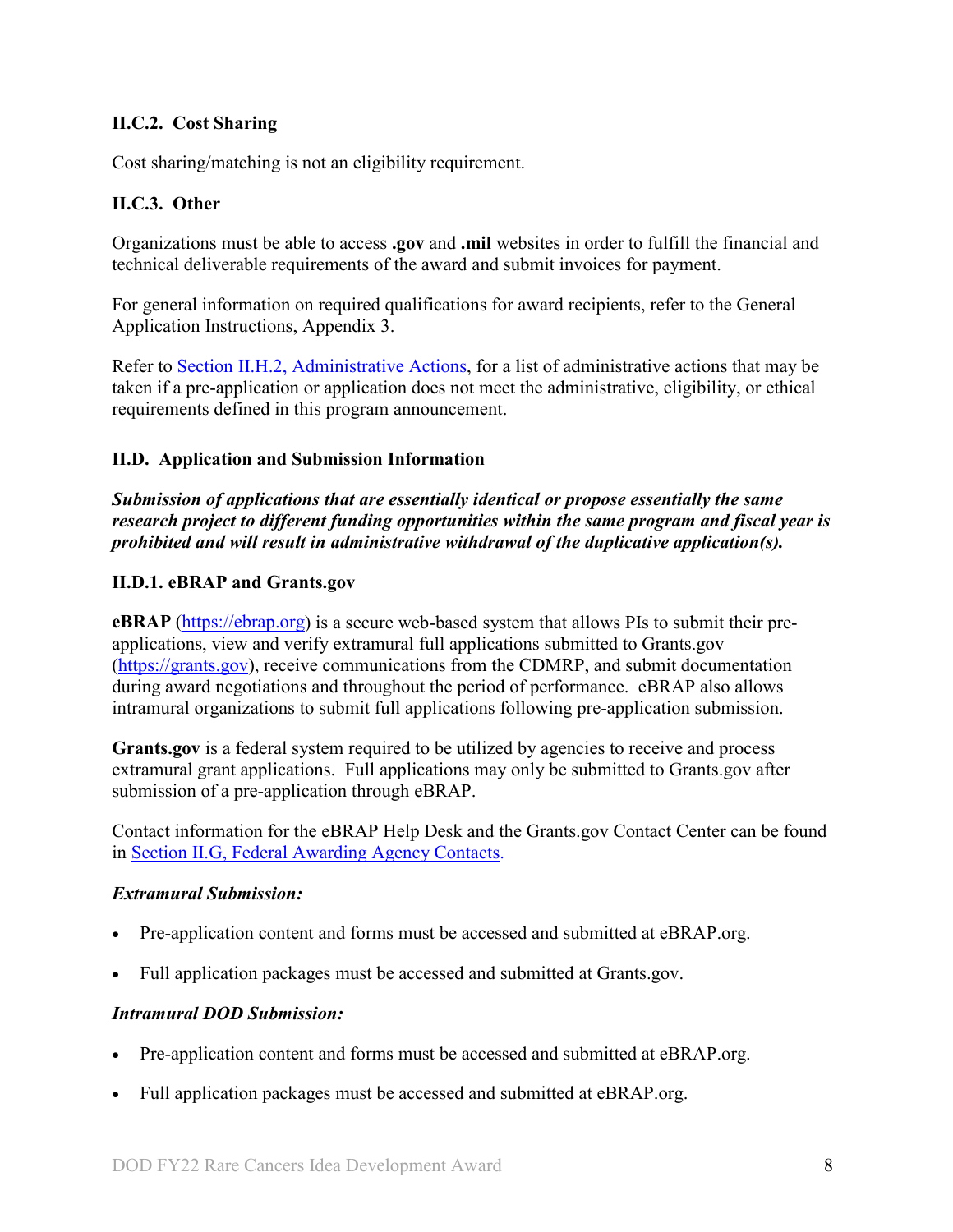### II.C.2. Cost Sharing

Cost sharing/matching is not an eligibility requirement.

### II.C.3. Other

Organizations must be able to access **.gov** and **.mil** websites in order to fulfill the financial and technical deliverable requirements of the award and submit invoices for payment.

For general information on required qualifications for award recipients, refer to the General Application Instructions, Appendix 3.

Refer to [Section II.H.2, Administrative Actions](#), for a list of administrative actions that may be taken if a pre-application or application does not meet the administrative, eligibility, or ethical requirements defined in this program announcement.

## II.D. Application and Submission Information

***Submission of applications that are essentially identical or propose essentially the same research project to different funding opportunities within the same program and fiscal year is prohibited and will result in administrative withdrawal of the duplicative application(s).***

### II.D.1. eBRAP and Grants.gov

**eBRAP** ([https://ebrap.org](https://ebrap.org)) is a secure web-based system that allows PIs to submit their pre-applications, view and verify extramural full applications submitted to Grants.gov ([https://grants.gov](https://grants.gov)), receive communications from the CDMRP, and submit documentation during award negotiations and throughout the period of performance. eBRAP also allows intramural organizations to submit full applications following pre-application submission.

**Grants.gov** is a federal system required to be utilized by agencies to receive and process extramural grant applications. Full applications may only be submitted to Grants.gov after submission of a pre-application through eBRAP.

Contact information for the eBRAP Help Desk and the Grants.gov Contact Center can be found in [Section II.G, Federal Awarding Agency Contacts](#).

***Extramural Submission:***

- Pre-application content and forms must be accessed and submitted at eBRAP.org.
- Full application packages must be accessed and submitted at Grants.gov.

***Intramural DOD Submission:***

- Pre-application content and forms must be accessed and submitted at eBRAP.org.
- Full application packages must be accessed and submitted at eBRAP.org.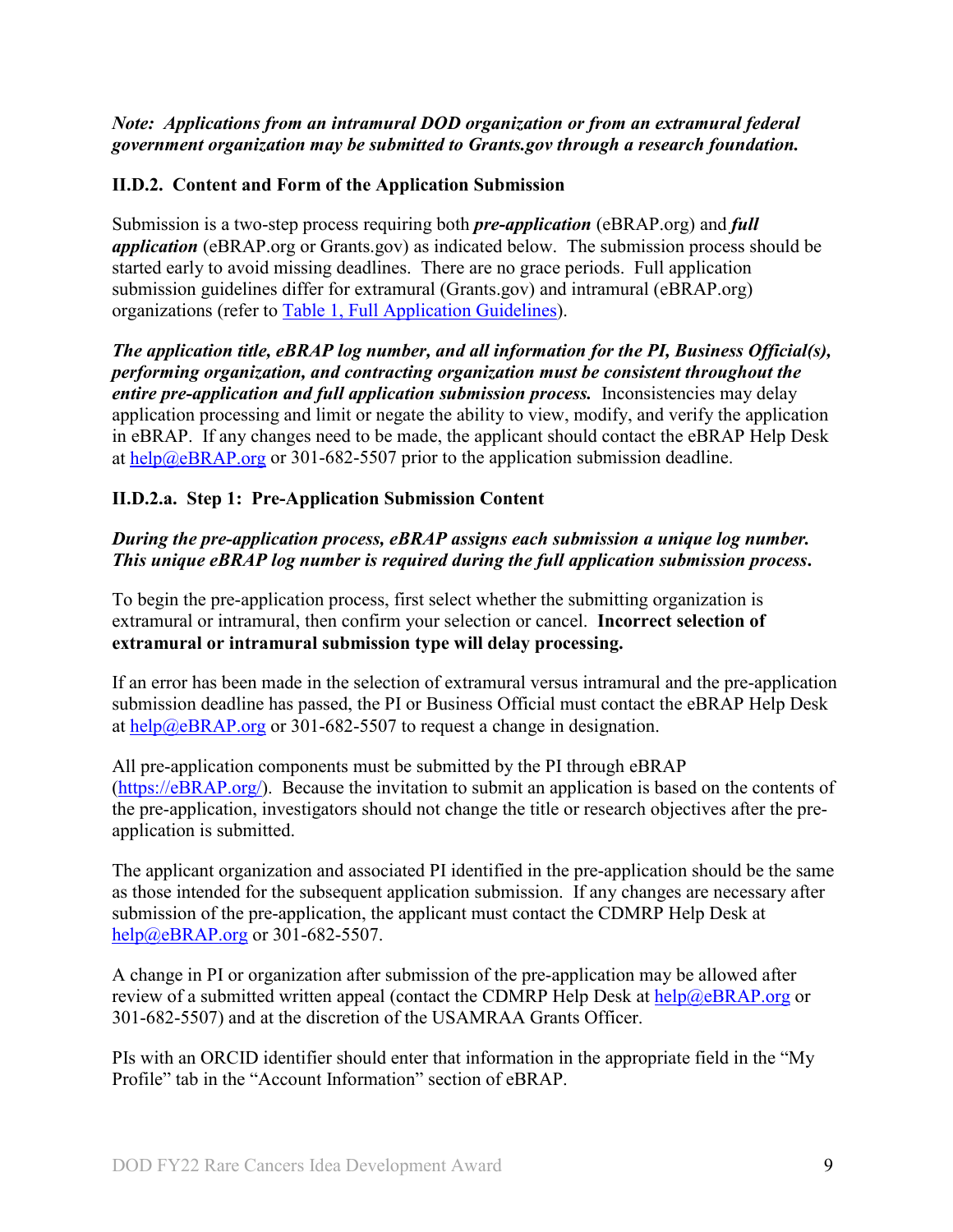***Note: Applications from an intramural DOD organization or from an extramural federal government organization may be submitted to Grants.gov through a research foundation.***

### II.D.2. Content and Form of the Application Submission

Submission is a two-step process requiring both ***pre-application*** (eBRAP.org) and ***full application*** (eBRAP.org or Grants.gov) as indicated below. The submission process should be started early to avoid missing deadlines. There are no grace periods. Full application submission guidelines differ for extramural (Grants.gov) and intramural (eBRAP.org) organizations (refer to Table 1, Full Application Guidelines).

***The application title, eBRAP log number, and all information for the PI, Business Official(s), performing organization, and contracting organization must be consistent throughout the entire pre-application and full application submission process.*** Inconsistencies may delay application processing and limit or negate the ability to view, modify, and verify the application in eBRAP. If any changes need to be made, the applicant should contact the eBRAP Help Desk at help@eBRAP.org or 301-682-5507 prior to the application submission deadline.

#### II.D.2.a. Step 1: Pre-Application Submission Content

***During the pre-application process, eBRAP assigns each submission a unique log number. This unique eBRAP log number is required during the full application submission process.***

To begin the pre-application process, first select whether the submitting organization is extramural or intramural, then confirm your selection or cancel. **Incorrect selection of extramural or intramural submission type will delay processing.**

If an error has been made in the selection of extramural versus intramural and the pre-application submission deadline has passed, the PI or Business Official must contact the eBRAP Help Desk at help@eBRAP.org or 301-682-5507 to request a change in designation.

All pre-application components must be submitted by the PI through eBRAP (https://eBRAP.org/). Because the invitation to submit an application is based on the contents of the pre-application, investigators should not change the title or research objectives after the pre-application is submitted.

The applicant organization and associated PI identified in the pre-application should be the same as those intended for the subsequent application submission. If any changes are necessary after submission of the pre-application, the applicant must contact the CDMRP Help Desk at help@eBRAP.org or 301-682-5507.

A change in PI or organization after submission of the pre-application may be allowed after review of a submitted written appeal (contact the CDMRP Help Desk at help@eBRAP.org or 301-682-5507) and at the discretion of the USAMRAA Grants Officer.

PIs with an ORCID identifier should enter that information in the appropriate field in the "My Profile" tab in the "Account Information" section of eBRAP.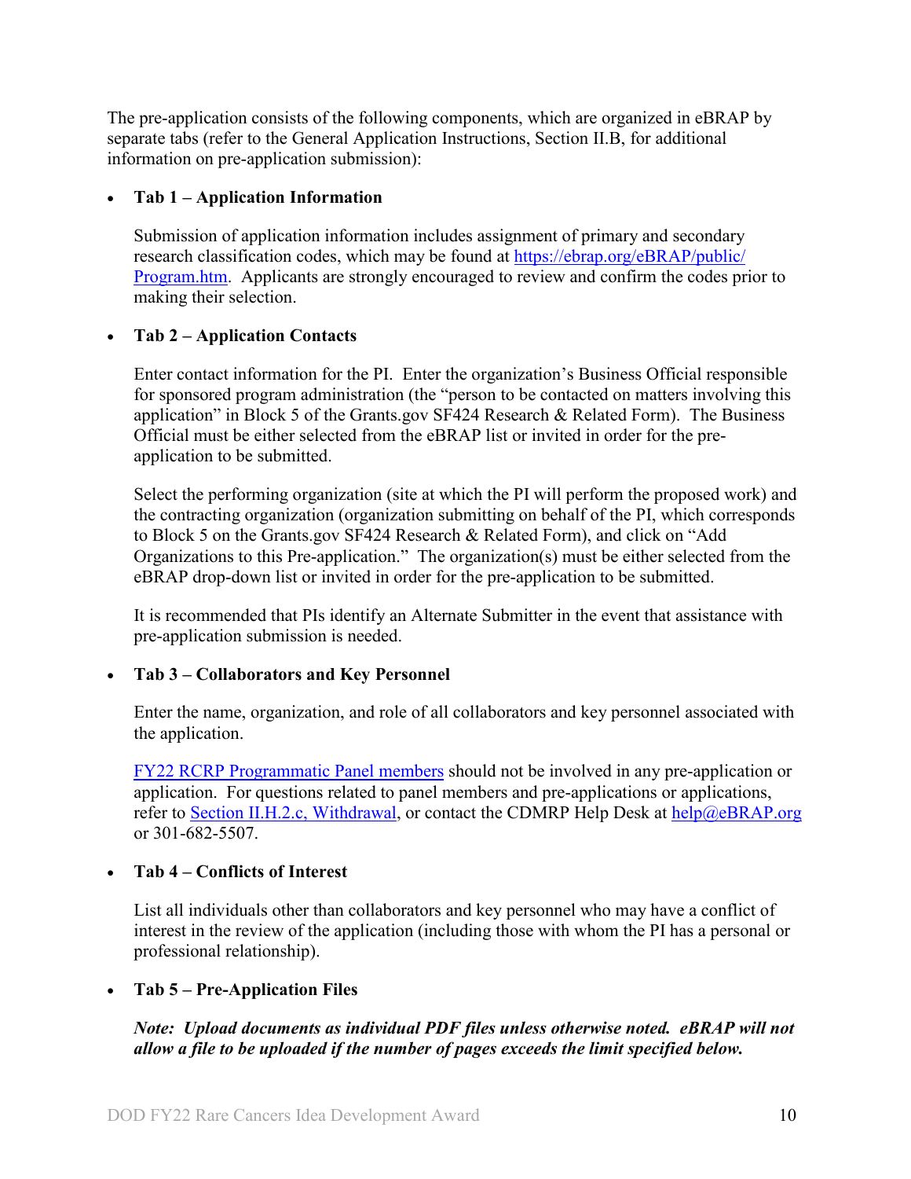The pre-application consists of the following components, which are organized in eBRAP by separate tabs (refer to the General Application Instructions, Section II.B, for additional information on pre-application submission):

- **Tab 1 – Application Information**

  Submission of application information includes assignment of primary and secondary research classification codes, which may be found at [https://ebrap.org/eBRAP/public/Program.htm](https://ebrap.org/eBRAP/public/Program.htm). Applicants are strongly encouraged to review and confirm the codes prior to making their selection.

- **Tab 2 – Application Contacts**

  Enter contact information for the PI. Enter the organization's Business Official responsible for sponsored program administration (the "person to be contacted on matters involving this application" in Block 5 of the Grants.gov SF424 Research & Related Form). The Business Official must be either selected from the eBRAP list or invited in order for the pre-application to be submitted.

  Select the performing organization (site at which the PI will perform the proposed work) and the contracting organization (organization submitting on behalf of the PI, which corresponds to Block 5 on the Grants.gov SF424 Research & Related Form), and click on "Add Organizations to this Pre-application." The organization(s) must be either selected from the eBRAP drop-down list or invited in order for the pre-application to be submitted.

  It is recommended that PIs identify an Alternate Submitter in the event that assistance with pre-application submission is needed.

- **Tab 3 – Collaborators and Key Personnel**

  Enter the name, organization, and role of all collaborators and key personnel associated with the application.

  FY22 RCRP Programmatic Panel members should not be involved in any pre-application or application. For questions related to panel members and pre-applications or applications, refer to Section II.H.2.c, Withdrawal, or contact the CDMRP Help Desk at help@eBRAP.org or 301-682-5507.

- **Tab 4 – Conflicts of Interest**

  List all individuals other than collaborators and key personnel who may have a conflict of interest in the review of the application (including those with whom the PI has a personal or professional relationship).

- **Tab 5 – Pre-Application Files**

  ***Note: Upload documents as individual PDF files unless otherwise noted. eBRAP will not allow a file to be uploaded if the number of pages exceeds the limit specified below.***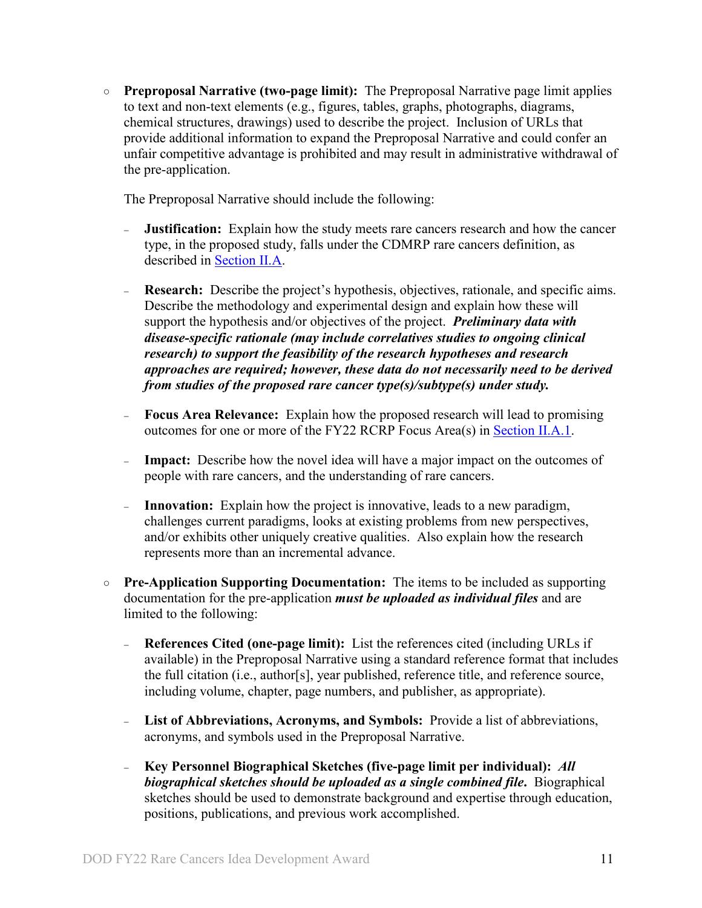- **Preproposal Narrative (two-page limit):** The Preproposal Narrative page limit applies to text and non-text elements (e.g., figures, tables, graphs, photographs, diagrams, chemical structures, drawings) used to describe the project. Inclusion of URLs that provide additional information to expand the Preproposal Narrative and could confer an unfair competitive advantage is prohibited and may result in administrative withdrawal of the pre-application.

  The Preproposal Narrative should include the following:

  - **Justification:** Explain how the study meets rare cancers research and how the cancer type, in the proposed study, falls under the CDMRP rare cancers definition, as described in Section II.A.

  - **Research:** Describe the project's hypothesis, objectives, rationale, and specific aims. Describe the methodology and experimental design and explain how these will support the hypothesis and/or objectives of the project. ***Preliminary data with disease-specific rationale (may include correlatives studies to ongoing clinical research) to support the feasibility of the research hypotheses and research approaches are required; however, these data do not necessarily need to be derived from studies of the proposed rare cancer type(s)/subtype(s) under study.***

  - **Focus Area Relevance:** Explain how the proposed research will lead to promising outcomes for one or more of the FY22 RCRP Focus Area(s) in Section II.A.1.

  - **Impact:** Describe how the novel idea will have a major impact on the outcomes of people with rare cancers, and the understanding of rare cancers.

  - **Innovation:** Explain how the project is innovative, leads to a new paradigm, challenges current paradigms, looks at existing problems from new perspectives, and/or exhibits other uniquely creative qualities. Also explain how the research represents more than an incremental advance.

- **Pre-Application Supporting Documentation:** The items to be included as supporting documentation for the pre-application ***must be uploaded as individual files*** and are limited to the following:

  - **References Cited (one-page limit):** List the references cited (including URLs if available) in the Preproposal Narrative using a standard reference format that includes the full citation (i.e., author[s], year published, reference title, and reference source, including volume, chapter, page numbers, and publisher, as appropriate).

  - **List of Abbreviations, Acronyms, and Symbols:** Provide a list of abbreviations, acronyms, and symbols used in the Preproposal Narrative.

  - **Key Personnel Biographical Sketches (five-page limit per individual):** ***All biographical sketches should be uploaded as a single combined file.*** Biographical sketches should be used to demonstrate background and expertise through education, positions, publications, and previous work accomplished.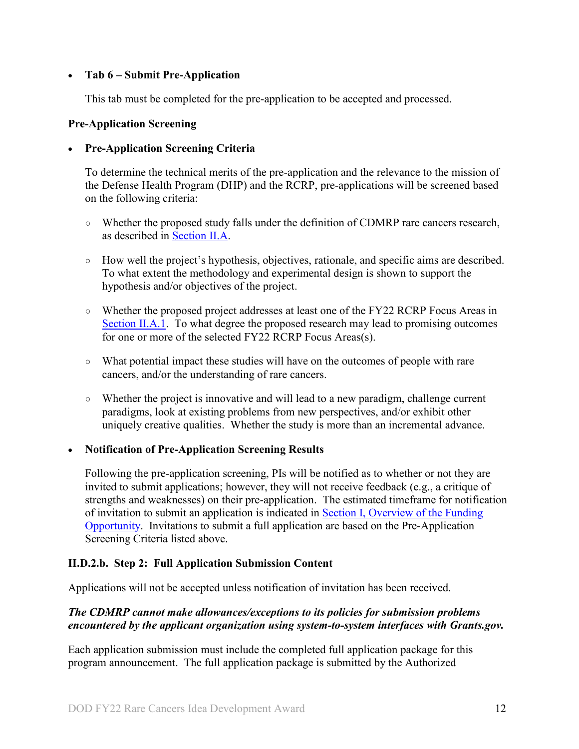- **Tab 6 – Submit Pre-Application**

  This tab must be completed for the pre-application to be accepted and processed.

**Pre-Application Screening**

- **Pre-Application Screening Criteria**

  To determine the technical merits of the pre-application and the relevance to the mission of the Defense Health Program (DHP) and the RCRP, pre-applications will be screened based on the following criteria:

  - Whether the proposed study falls under the definition of CDMRP rare cancers research, as described in Section II.A.
  - How well the project's hypothesis, objectives, rationale, and specific aims are described. To what extent the methodology and experimental design is shown to support the hypothesis and/or objectives of the project.
  - Whether the proposed project addresses at least one of the FY22 RCRP Focus Areas in Section II.A.1. To what degree the proposed research may lead to promising outcomes for one or more of the selected FY22 RCRP Focus Areas(s).
  - What potential impact these studies will have on the outcomes of people with rare cancers, and/or the understanding of rare cancers.
  - Whether the project is innovative and will lead to a new paradigm, challenge current paradigms, look at existing problems from new perspectives, and/or exhibit other uniquely creative qualities. Whether the study is more than an incremental advance.

- **Notification of Pre-Application Screening Results**

  Following the pre-application screening, PIs will be notified as to whether or not they are invited to submit applications; however, they will not receive feedback (e.g., a critique of strengths and weaknesses) on their pre-application. The estimated timeframe for notification of invitation to submit an application is indicated in Section I, Overview of the Funding Opportunity. Invitations to submit a full application are based on the Pre-Application Screening Criteria listed above.

### II.D.2.b. Step 2: Full Application Submission Content

Applications will not be accepted unless notification of invitation has been received.

***The CDMRP cannot make allowances/exceptions to its policies for submission problems encountered by the applicant organization using system-to-system interfaces with Grants.gov.***

Each application submission must include the completed full application package for this program announcement. The full application package is submitted by the Authorized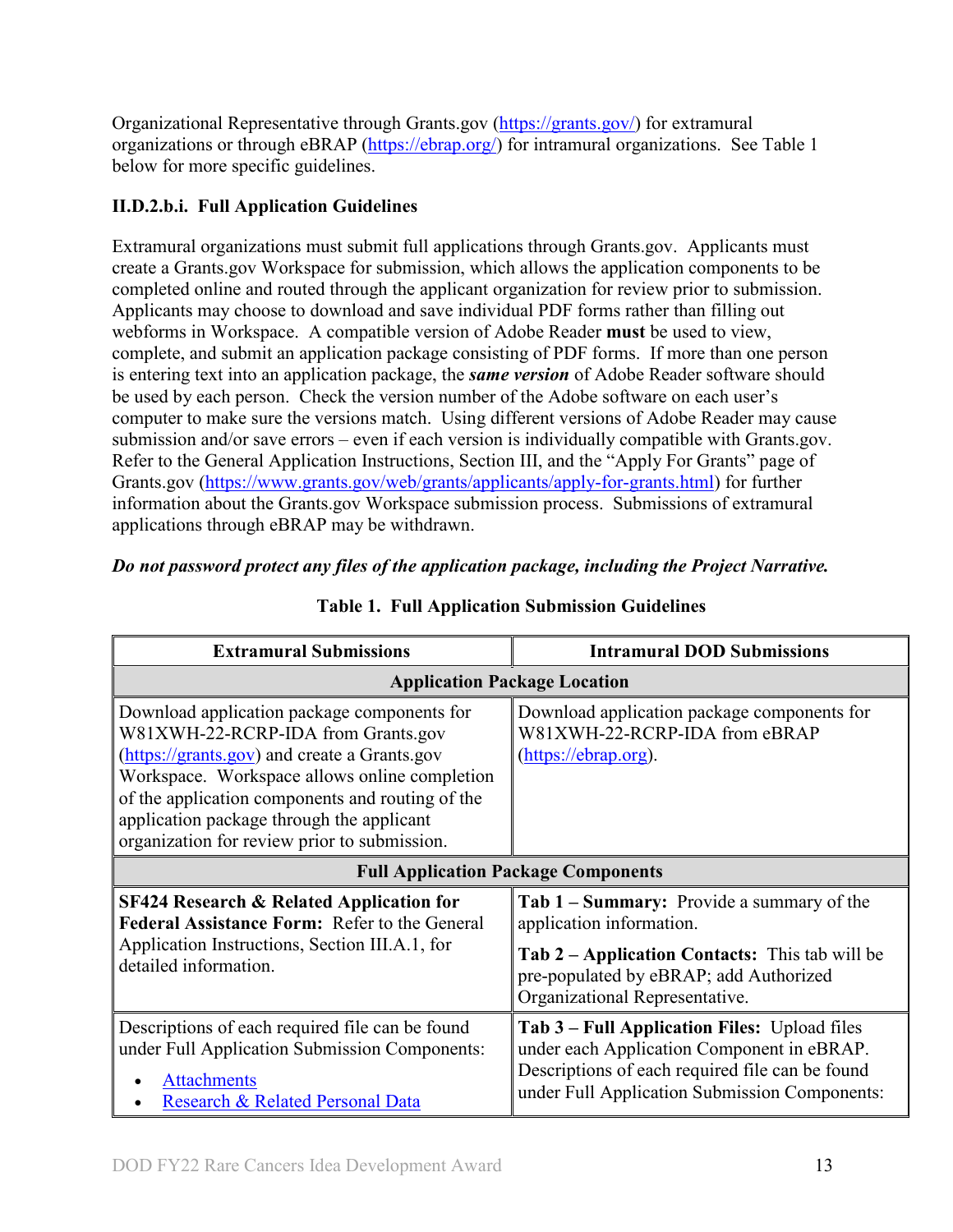Organizational Representative through Grants.gov (https://grants.gov/) for extramural organizations or through eBRAP (https://ebrap.org/) for intramural organizations. See Table 1 below for more specific guidelines.

### II.D.2.b.i. Full Application Guidelines

Extramural organizations must submit full applications through Grants.gov. Applicants must create a Grants.gov Workspace for submission, which allows the application components to be completed online and routed through the applicant organization for review prior to submission. Applicants may choose to download and save individual PDF forms rather than filling out webforms in Workspace. A compatible version of Adobe Reader **must** be used to view, complete, and submit an application package consisting of PDF forms. If more than one person is entering text into an application package, the ***same version*** of Adobe Reader software should be used by each person. Check the version number of the Adobe software on each user's computer to make sure the versions match. Using different versions of Adobe Reader may cause submission and/or save errors – even if each version is individually compatible with Grants.gov. Refer to the General Application Instructions, Section III, and the "Apply For Grants" page of Grants.gov (https://www.grants.gov/web/grants/applicants/apply-for-grants.html) for further information about the Grants.gov Workspace submission process. Submissions of extramural applications through eBRAP may be withdrawn.

***Do not password protect any files of the application package, including the Project Narrative.***

**Table 1. Full Application Submission Guidelines**

| Extramural Submissions | Intramural DOD Submissions |
|---|---|
| **Application Package Location** | |
| Download application package components for W81XWH-22-RCRP-IDA from Grants.gov (https://grants.gov) and create a Grants.gov Workspace. Workspace allows online completion of the application components and routing of the application package through the applicant organization for review prior to submission. | Download application package components for W81XWH-22-RCRP-IDA from eBRAP (https://ebrap.org). |
| **Full Application Package Components** | |
| **SF424 Research & Related Application for Federal Assistance Form:** Refer to the General Application Instructions, Section III.A.1, for detailed information. | **Tab 1 – Summary:** Provide a summary of the application information.<br><br>**Tab 2 – Application Contacts:** This tab will be pre-populated by eBRAP; add Authorized Organizational Representative. |
| Descriptions of each required file can be found under Full Application Submission Components:<br>• Attachments<br>• Research & Related Personal Data | **Tab 3 – Full Application Files:** Upload files under each Application Component in eBRAP. Descriptions of each required file can be found under Full Application Submission Components: |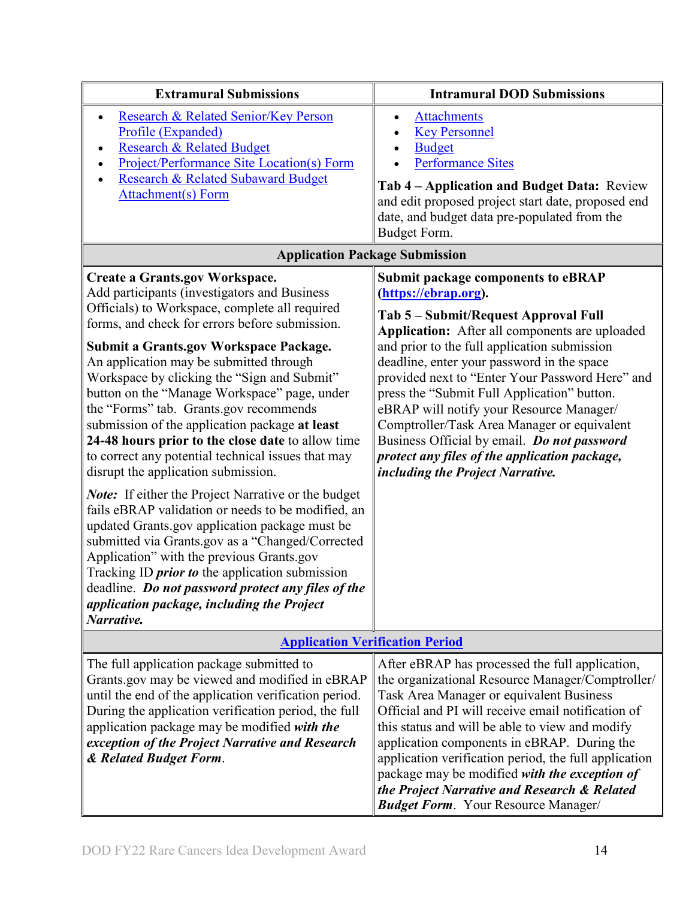| Extramural Submissions | Intramural DOD Submissions |
| --- | --- |
| • Research & Related Senior/Key Person Profile (Expanded)<br>• Research & Related Budget<br>• Project/Performance Site Location(s) Form<br>• Research & Related Subaward Budget Attachment(s) Form | • Attachments<br>• Key Personnel<br>• Budget<br>• Performance Sites<br><br>**Tab 4 – Application and Budget Data:** Review and edit proposed project start date, proposed end date, and budget data pre-populated from the Budget Form. |
| **Application Package Submission** | |
| **Create a Grants.gov Workspace.** Add participants (investigators and Business Officials) to Workspace, complete all required forms, and check for errors before submission.<br><br>**Submit a Grants.gov Workspace Package.** An application may be submitted through Workspace by clicking the "Sign and Submit" button on the "Manage Workspace" page, under the "Forms" tab. Grants.gov recommends submission of the application package **at least 24-48 hours prior to the close date** to allow time to correct any potential technical issues that may disrupt the application submission.<br><br>***Note:*** If either the Project Narrative or the budget fails eBRAP validation or needs to be modified, an updated Grants.gov application package must be submitted via Grants.gov as a "Changed/Corrected Application" with the previous Grants.gov Tracking ID ***prior to*** the application submission deadline. ***Do not password protect any files of the application package, including the Project Narrative.*** | **Submit package components to eBRAP (https://ebrap.org).**<br><br>**Tab 5 – Submit/Request Approval Full Application:** After all components are uploaded and prior to the full application submission deadline, enter your password in the space provided next to "Enter Your Password Here" and press the "Submit Full Application" button. eBRAP will notify your Resource Manager/ Comptroller/Task Area Manager or equivalent Business Official by email. ***Do not password protect any files of the application package, including the Project Narrative.*** |
| **Application Verification Period** | |
| The full application package submitted to Grants.gov may be viewed and modified in eBRAP until the end of the application verification period. During the application verification period, the full application package may be modified ***with the exception of the Project Narrative and Research & Related Budget Form***. | After eBRAP has processed the full application, the organizational Resource Manager/Comptroller/ Task Area Manager or equivalent Business Official and PI will receive email notification of this status and will be able to view and modify application components in eBRAP. During the application verification period, the full application package may be modified ***with the exception of the Project Narrative and Research & Related Budget Form***. Your Resource Manager/ |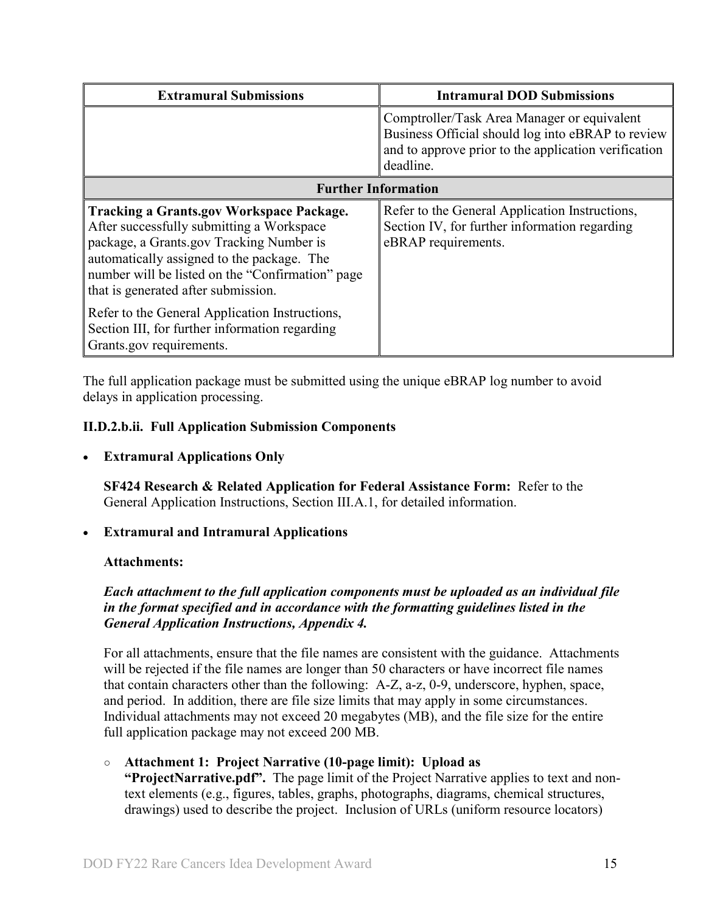| Extramural Submissions | Intramural DOD Submissions |
| --- | --- |
| | Comptroller/Task Area Manager or equivalent Business Official should log into eBRAP to review and to approve prior to the application verification deadline. |
| **Further Information** | |
| **Tracking a Grants.gov Workspace Package.** After successfully submitting a Workspace package, a Grants.gov Tracking Number is automatically assigned to the package. The number will be listed on the "Confirmation" page that is generated after submission.<br><br>Refer to the General Application Instructions, Section III, for further information regarding Grants.gov requirements. | Refer to the General Application Instructions, Section IV, for further information regarding eBRAP requirements. |

The full application package must be submitted using the unique eBRAP log number to avoid delays in application processing.

#### II.D.2.b.ii. Full Application Submission Components

- **Extramural Applications Only**

  **SF424 Research & Related Application for Federal Assistance Form:** Refer to the General Application Instructions, Section III.A.1, for detailed information.

- **Extramural and Intramural Applications**

  **Attachments:**

  ***Each attachment to the full application components must be uploaded as an individual file in the format specified and in accordance with the formatting guidelines listed in the General Application Instructions, Appendix 4.***

  For all attachments, ensure that the file names are consistent with the guidance. Attachments will be rejected if the file names are longer than 50 characters or have incorrect file names that contain characters other than the following: A-Z, a-z, 0-9, underscore, hyphen, space, and period. In addition, there are file size limits that may apply in some circumstances. Individual attachments may not exceed 20 megabytes (MB), and the file size for the entire full application package may not exceed 200 MB.

  - **Attachment 1: Project Narrative (10-page limit): Upload as "ProjectNarrative.pdf".** The page limit of the Project Narrative applies to text and non-text elements (e.g., figures, tables, graphs, photographs, diagrams, chemical structures, drawings) used to describe the project. Inclusion of URLs (uniform resource locators)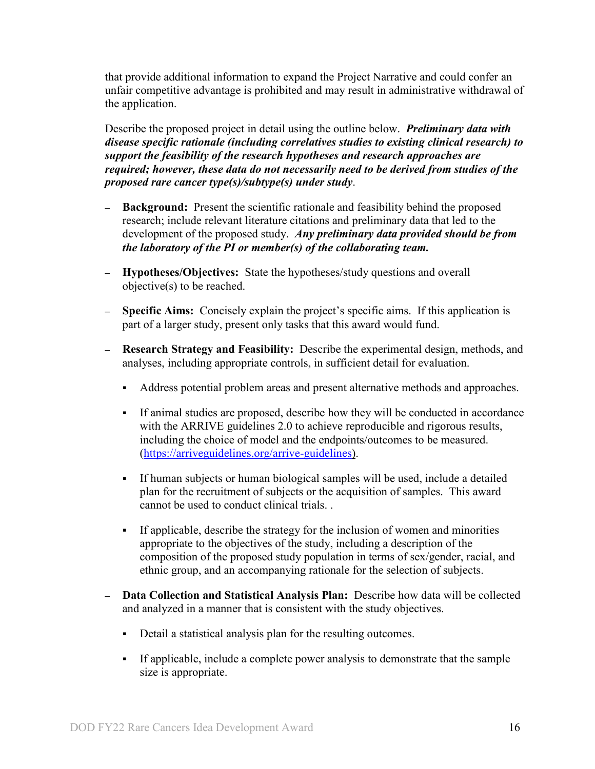that provide additional information to expand the Project Narrative and could confer an unfair competitive advantage is prohibited and may result in administrative withdrawal of the application.

Describe the proposed project in detail using the outline below. ***Preliminary data with disease specific rationale (including correlatives studies to existing clinical research) to support the feasibility of the research hypotheses and research approaches are required; however, these data do not necessarily need to be derived from studies of the proposed rare cancer type(s)/subtype(s) under study***.

- **Background:** Present the scientific rationale and feasibility behind the proposed research; include relevant literature citations and preliminary data that led to the development of the proposed study. ***Any preliminary data provided should be from the laboratory of the PI or member(s) of the collaborating team.***
- **Hypotheses/Objectives:** State the hypotheses/study questions and overall objective(s) to be reached.
- **Specific Aims:** Concisely explain the project's specific aims. If this application is part of a larger study, present only tasks that this award would fund.
- **Research Strategy and Feasibility:** Describe the experimental design, methods, and analyses, including appropriate controls, in sufficient detail for evaluation.
  - Address potential problem areas and present alternative methods and approaches.
  - If animal studies are proposed, describe how they will be conducted in accordance with the ARRIVE guidelines 2.0 to achieve reproducible and rigorous results, including the choice of model and the endpoints/outcomes to be measured. ([https://arriveguidelines.org/arrive-guidelines](https://arriveguidelines.org/arrive-guidelines)).
  - If human subjects or human biological samples will be used, include a detailed plan for the recruitment of subjects or the acquisition of samples. This award cannot be used to conduct clinical trials. .
  - If applicable, describe the strategy for the inclusion of women and minorities appropriate to the objectives of the study, including a description of the composition of the proposed study population in terms of sex/gender, racial, and ethnic group, and an accompanying rationale for the selection of subjects.
- **Data Collection and Statistical Analysis Plan:** Describe how data will be collected and analyzed in a manner that is consistent with the study objectives.
  - Detail a statistical analysis plan for the resulting outcomes.
  - If applicable, include a complete power analysis to demonstrate that the sample size is appropriate.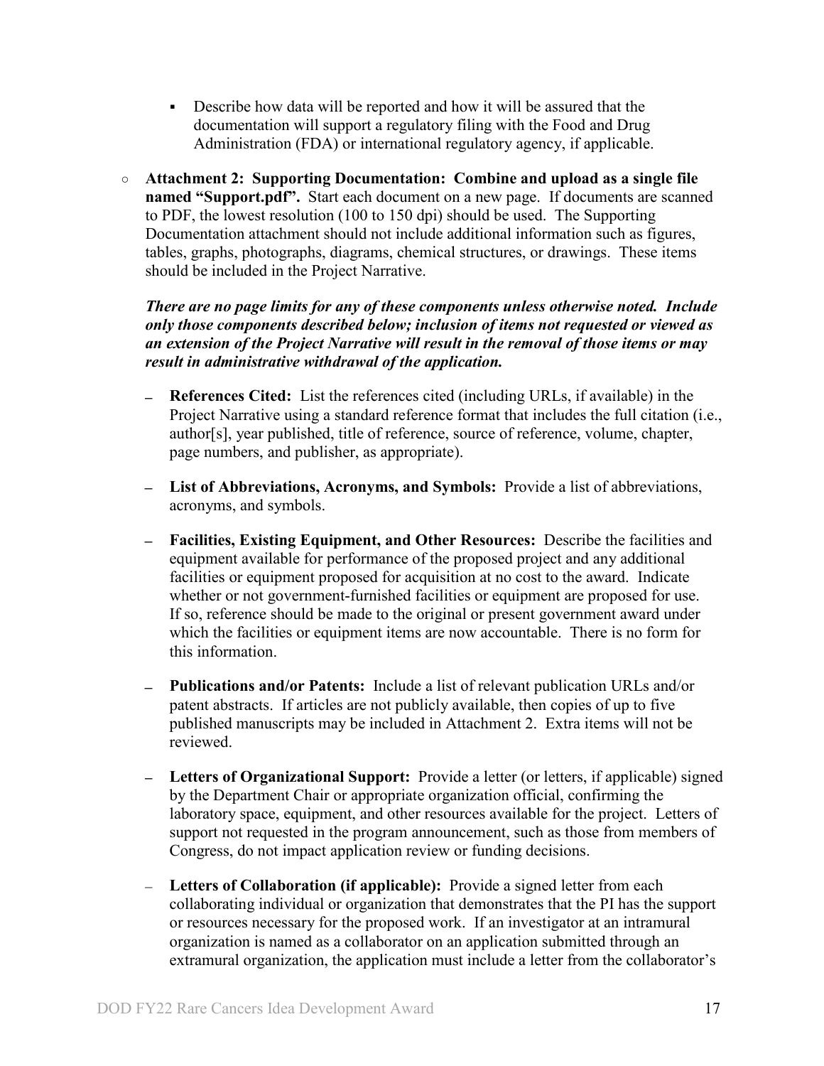- Describe how data will be reported and how it will be assured that the documentation will support a regulatory filing with the Food and Drug Administration (FDA) or international regulatory agency, if applicable.

- **Attachment 2: Supporting Documentation: Combine and upload as a single file named "Support.pdf".** Start each document on a new page. If documents are scanned to PDF, the lowest resolution (100 to 150 dpi) should be used. The Supporting Documentation attachment should not include additional information such as figures, tables, graphs, photographs, diagrams, chemical structures, or drawings. These items should be included in the Project Narrative.

  ***There are no page limits for any of these components unless otherwise noted. Include only those components described below; inclusion of items not requested or viewed as an extension of the Project Narrative will result in the removal of those items or may result in administrative withdrawal of the application.***

  - **References Cited:** List the references cited (including URLs, if available) in the Project Narrative using a standard reference format that includes the full citation (i.e., author[s], year published, title of reference, source of reference, volume, chapter, page numbers, and publisher, as appropriate).

  - **List of Abbreviations, Acronyms, and Symbols:** Provide a list of abbreviations, acronyms, and symbols.

  - **Facilities, Existing Equipment, and Other Resources:** Describe the facilities and equipment available for performance of the proposed project and any additional facilities or equipment proposed for acquisition at no cost to the award. Indicate whether or not government-furnished facilities or equipment are proposed for use. If so, reference should be made to the original or present government award under which the facilities or equipment items are now accountable. There is no form for this information.

  - **Publications and/or Patents:** Include a list of relevant publication URLs and/or patent abstracts. If articles are not publicly available, then copies of up to five published manuscripts may be included in Attachment 2. Extra items will not be reviewed.

  - **Letters of Organizational Support:** Provide a letter (or letters, if applicable) signed by the Department Chair or appropriate organization official, confirming the laboratory space, equipment, and other resources available for the project. Letters of support not requested in the program announcement, such as those from members of Congress, do not impact application review or funding decisions.

  - **Letters of Collaboration (if applicable):** Provide a signed letter from each collaborating individual or organization that demonstrates that the PI has the support or resources necessary for the proposed work. If an investigator at an intramural organization is named as a collaborator on an application submitted through an extramural organization, the application must include a letter from the collaborator's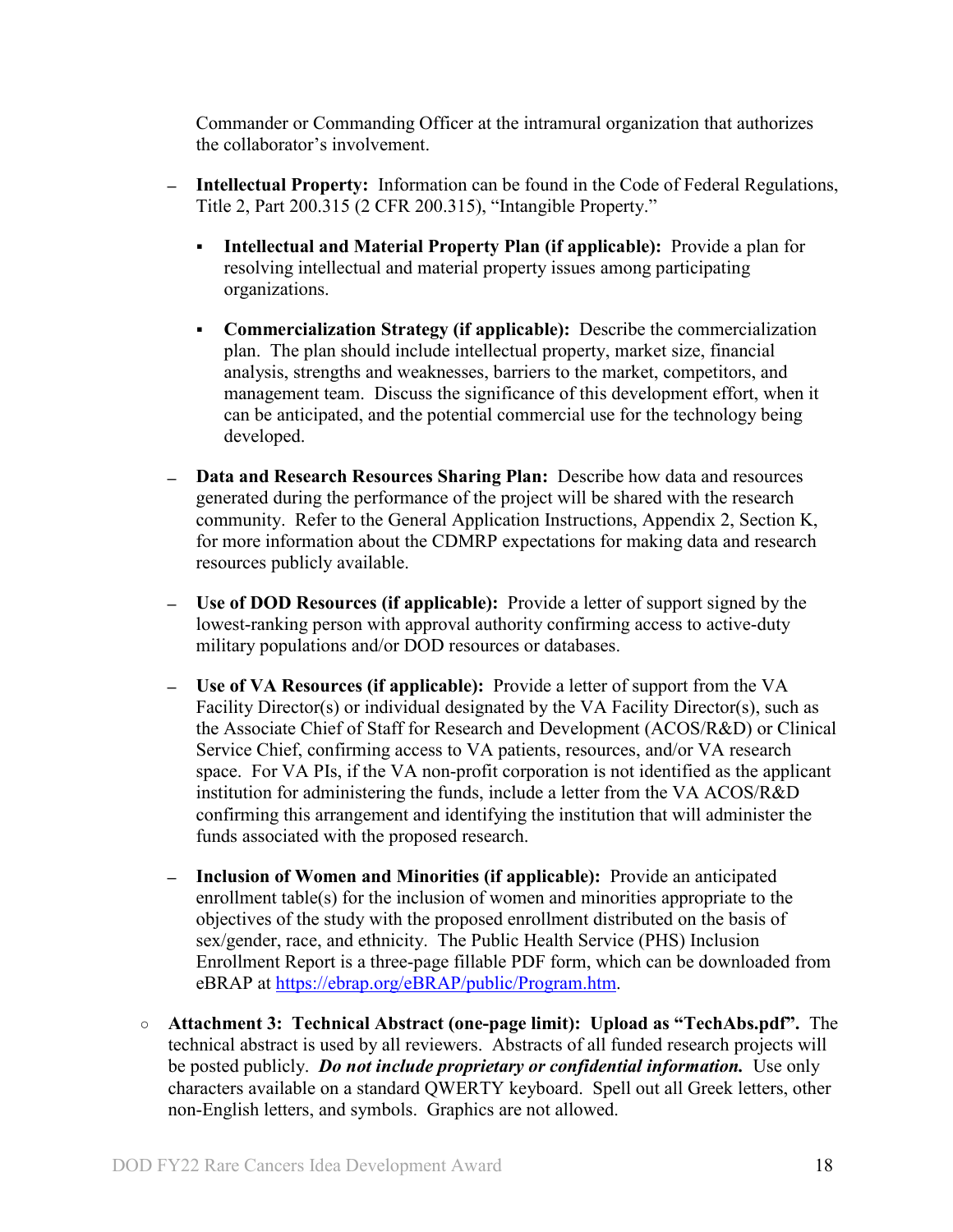Commander or Commanding Officer at the intramural organization that authorizes the collaborator's involvement.

- **Intellectual Property:** Information can be found in the Code of Federal Regulations, Title 2, Part 200.315 (2 CFR 200.315), "Intangible Property."
  - **Intellectual and Material Property Plan (if applicable):** Provide a plan for resolving intellectual and material property issues among participating organizations.
  - **Commercialization Strategy (if applicable):** Describe the commercialization plan. The plan should include intellectual property, market size, financial analysis, strengths and weaknesses, barriers to the market, competitors, and management team. Discuss the significance of this development effort, when it can be anticipated, and the potential commercial use for the technology being developed.
- **Data and Research Resources Sharing Plan:** Describe how data and resources generated during the performance of the project will be shared with the research community. Refer to the General Application Instructions, Appendix 2, Section K, for more information about the CDMRP expectations for making data and research resources publicly available.
- **Use of DOD Resources (if applicable):** Provide a letter of support signed by the lowest-ranking person with approval authority confirming access to active-duty military populations and/or DOD resources or databases.
- **Use of VA Resources (if applicable):** Provide a letter of support from the VA Facility Director(s) or individual designated by the VA Facility Director(s), such as the Associate Chief of Staff for Research and Development (ACOS/R&D) or Clinical Service Chief, confirming access to VA patients, resources, and/or VA research space. For VA PIs, if the VA non-profit corporation is not identified as the applicant institution for administering the funds, include a letter from the VA ACOS/R&D confirming this arrangement and identifying the institution that will administer the funds associated with the proposed research.
- **Inclusion of Women and Minorities (if applicable):** Provide an anticipated enrollment table(s) for the inclusion of women and minorities appropriate to the objectives of the study with the proposed enrollment distributed on the basis of sex/gender, race, and ethnicity. The Public Health Service (PHS) Inclusion Enrollment Report is a three-page fillable PDF form, which can be downloaded from eBRAP at [https://ebrap.org/eBRAP/public/Program.htm](https://ebrap.org/eBRAP/public/Program.htm).

○ **Attachment 3: Technical Abstract (one-page limit): Upload as "TechAbs.pdf".** The technical abstract is used by all reviewers. Abstracts of all funded research projects will be posted publicly. ***Do not include proprietary or confidential information.*** Use only characters available on a standard QWERTY keyboard. Spell out all Greek letters, other non-English letters, and symbols. Graphics are not allowed.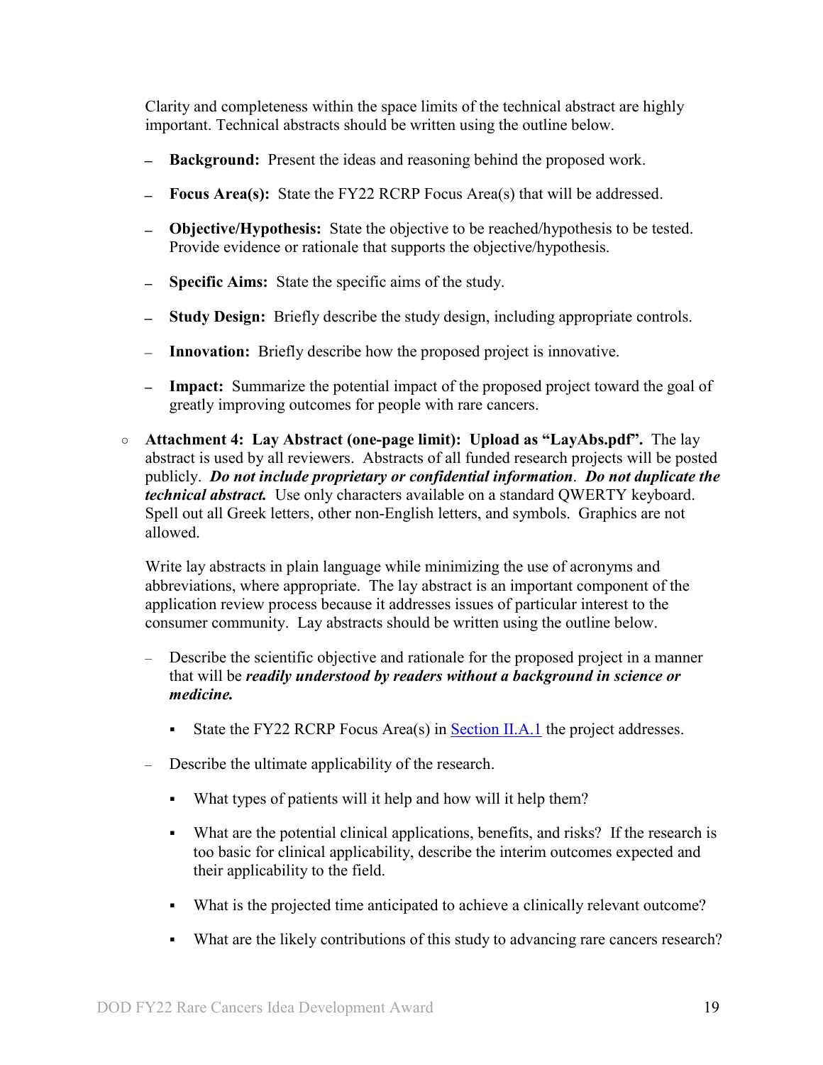Clarity and completeness within the space limits of the technical abstract are highly important. Technical abstracts should be written using the outline below.

- **Background:** Present the ideas and reasoning behind the proposed work.
- **Focus Area(s):** State the FY22 RCRP Focus Area(s) that will be addressed.
- **Objective/Hypothesis:** State the objective to be reached/hypothesis to be tested. Provide evidence or rationale that supports the objective/hypothesis.
- **Specific Aims:** State the specific aims of the study.
- **Study Design:** Briefly describe the study design, including appropriate controls.
- **Innovation:** Briefly describe how the proposed project is innovative.
- **Impact:** Summarize the potential impact of the proposed project toward the goal of greatly improving outcomes for people with rare cancers.

○ **Attachment 4: Lay Abstract (one-page limit): Upload as "LayAbs.pdf".** The lay abstract is used by all reviewers. Abstracts of all funded research projects will be posted publicly. ***Do not include proprietary or confidential information***. ***Do not duplicate the technical abstract.*** Use only characters available on a standard QWERTY keyboard. Spell out all Greek letters, other non-English letters, and symbols. Graphics are not allowed.

Write lay abstracts in plain language while minimizing the use of acronyms and abbreviations, where appropriate. The lay abstract is an important component of the application review process because it addresses issues of particular interest to the consumer community. Lay abstracts should be written using the outline below.

- Describe the scientific objective and rationale for the proposed project in a manner that will be ***readily understood by readers without a background in science or medicine.***
  - State the FY22 RCRP Focus Area(s) in Section II.A.1 the project addresses.
- Describe the ultimate applicability of the research.
  - What types of patients will it help and how will it help them?
  - What are the potential clinical applications, benefits, and risks? If the research is too basic for clinical applicability, describe the interim outcomes expected and their applicability to the field.
  - What is the projected time anticipated to achieve a clinically relevant outcome?
  - What are the likely contributions of this study to advancing rare cancers research?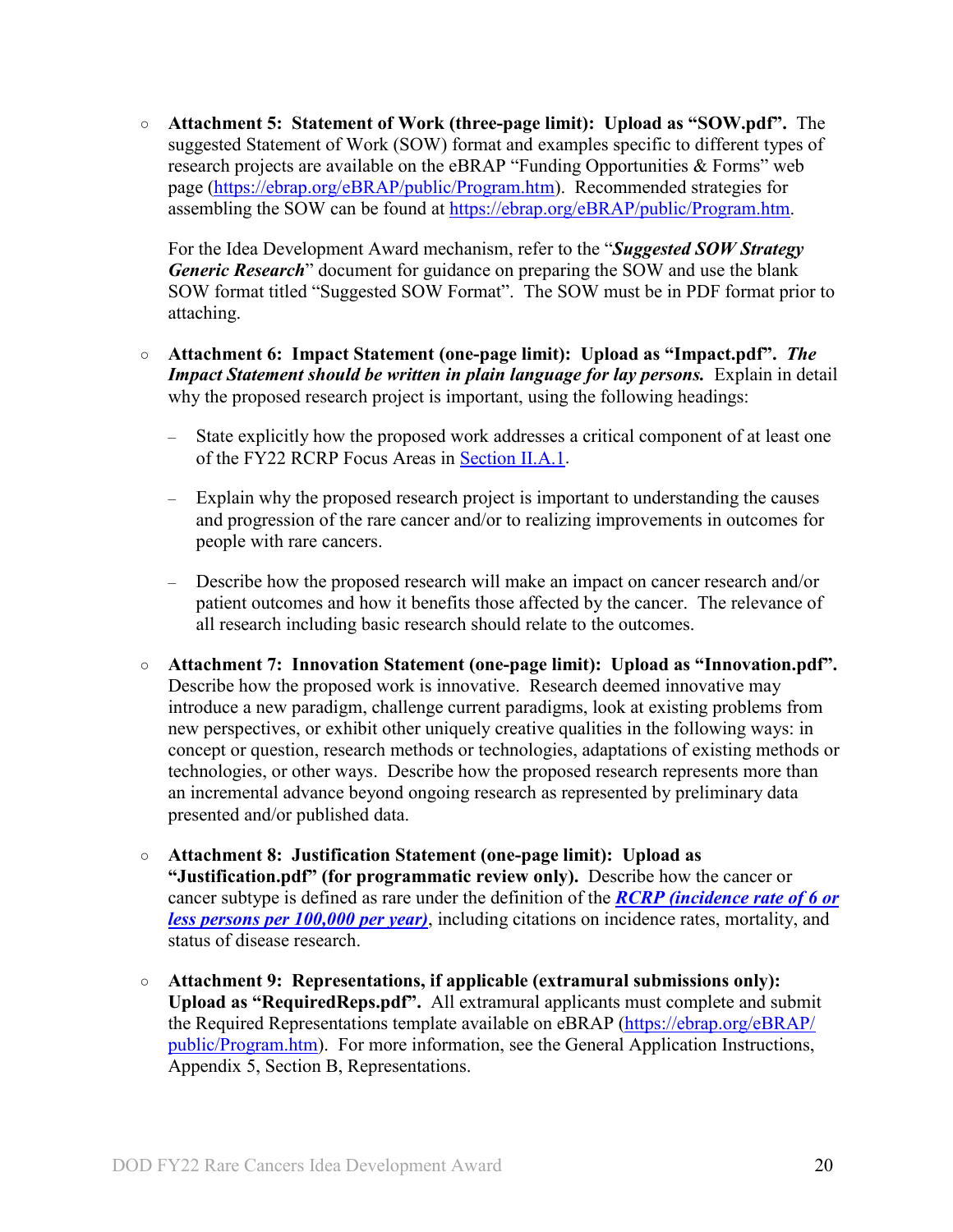- **Attachment 5: Statement of Work (three-page limit): Upload as "SOW.pdf".** The suggested Statement of Work (SOW) format and examples specific to different types of research projects are available on the eBRAP "Funding Opportunities & Forms" web page (https://ebrap.org/eBRAP/public/Program.htm). Recommended strategies for assembling the SOW can be found at https://ebrap.org/eBRAP/public/Program.htm.

  For the Idea Development Award mechanism, refer to the "***Suggested SOW Strategy Generic Research***" document for guidance on preparing the SOW and use the blank SOW format titled "Suggested SOW Format". The SOW must be in PDF format prior to attaching.

- **Attachment 6: Impact Statement (one-page limit): Upload as "Impact.pdf".** ***The Impact Statement should be written in plain language for lay persons.*** Explain in detail why the proposed research project is important, using the following headings:

  - State explicitly how the proposed work addresses a critical component of at least one of the FY22 RCRP Focus Areas in Section II.A.1.

  - Explain why the proposed research project is important to understanding the causes and progression of the rare cancer and/or to realizing improvements in outcomes for people with rare cancers.

  - Describe how the proposed research will make an impact on cancer research and/or patient outcomes and how it benefits those affected by the cancer. The relevance of all research including basic research should relate to the outcomes.

- **Attachment 7: Innovation Statement (one-page limit): Upload as "Innovation.pdf".** Describe how the proposed work is innovative. Research deemed innovative may introduce a new paradigm, challenge current paradigms, look at existing problems from new perspectives, or exhibit other uniquely creative qualities in the following ways: in concept or question, research methods or technologies, adaptations of existing methods or technologies, or other ways. Describe how the proposed research represents more than an incremental advance beyond ongoing research as represented by preliminary data presented and/or published data.

- **Attachment 8: Justification Statement (one-page limit): Upload as "Justification.pdf" (for programmatic review only).** Describe how the cancer or cancer subtype is defined as rare under the definition of the ***RCRP (incidence rate of 6 or less persons per 100,000 per year)***, including citations on incidence rates, mortality, and status of disease research.

- **Attachment 9: Representations, if applicable (extramural submissions only): Upload as "RequiredReps.pdf".** All extramural applicants must complete and submit the Required Representations template available on eBRAP (https://ebrap.org/eBRAP/public/Program.htm). For more information, see the General Application Instructions, Appendix 5, Section B, Representations.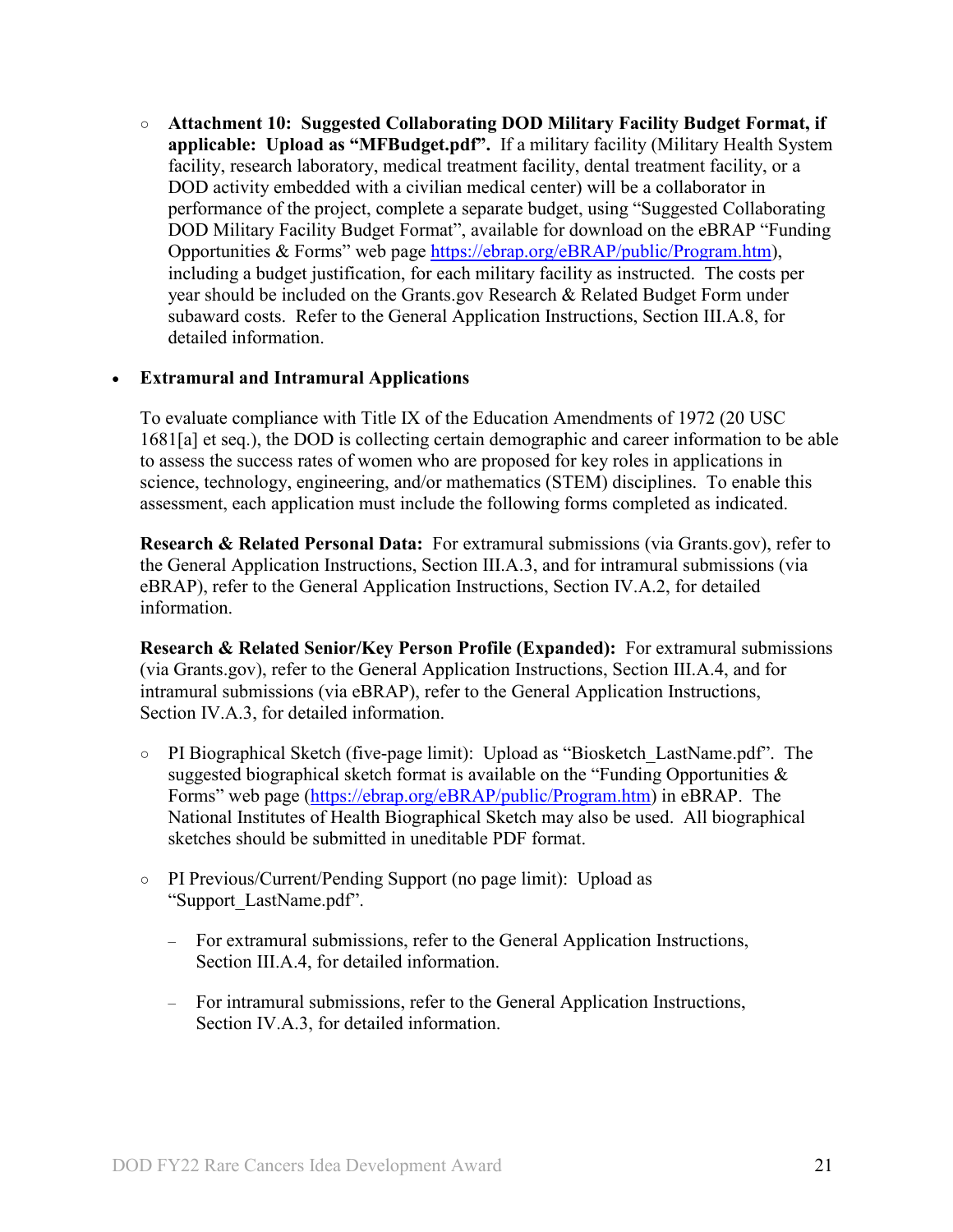- **Attachment 10: Suggested Collaborating DOD Military Facility Budget Format, if applicable: Upload as "MFBudget.pdf".** If a military facility (Military Health System facility, research laboratory, medical treatment facility, dental treatment facility, or a DOD activity embedded with a civilian medical center) will be a collaborator in performance of the project, complete a separate budget, using "Suggested Collaborating DOD Military Facility Budget Format", available for download on the eBRAP "Funding Opportunities & Forms" web page https://ebrap.org/eBRAP/public/Program.htm), including a budget justification, for each military facility as instructed. The costs per year should be included on the Grants.gov Research & Related Budget Form under subaward costs. Refer to the General Application Instructions, Section III.A.8, for detailed information.

- **Extramural and Intramural Applications**

  To evaluate compliance with Title IX of the Education Amendments of 1972 (20 USC 1681[a] et seq.), the DOD is collecting certain demographic and career information to be able to assess the success rates of women who are proposed for key roles in applications in science, technology, engineering, and/or mathematics (STEM) disciplines. To enable this assessment, each application must include the following forms completed as indicated.

  **Research & Related Personal Data:** For extramural submissions (via Grants.gov), refer to the General Application Instructions, Section III.A.3, and for intramural submissions (via eBRAP), refer to the General Application Instructions, Section IV.A.2, for detailed information.

  **Research & Related Senior/Key Person Profile (Expanded):** For extramural submissions (via Grants.gov), refer to the General Application Instructions, Section III.A.4, and for intramural submissions (via eBRAP), refer to the General Application Instructions, Section IV.A.3, for detailed information.

  - PI Biographical Sketch (five-page limit): Upload as "Biosketch_LastName.pdf". The suggested biographical sketch format is available on the "Funding Opportunities & Forms" web page (https://ebrap.org/eBRAP/public/Program.htm) in eBRAP. The National Institutes of Health Biographical Sketch may also be used. All biographical sketches should be submitted in uneditable PDF format.

  - PI Previous/Current/Pending Support (no page limit): Upload as "Support_LastName.pdf".

    - For extramural submissions, refer to the General Application Instructions, Section III.A.4, for detailed information.

    - For intramural submissions, refer to the General Application Instructions, Section IV.A.3, for detailed information.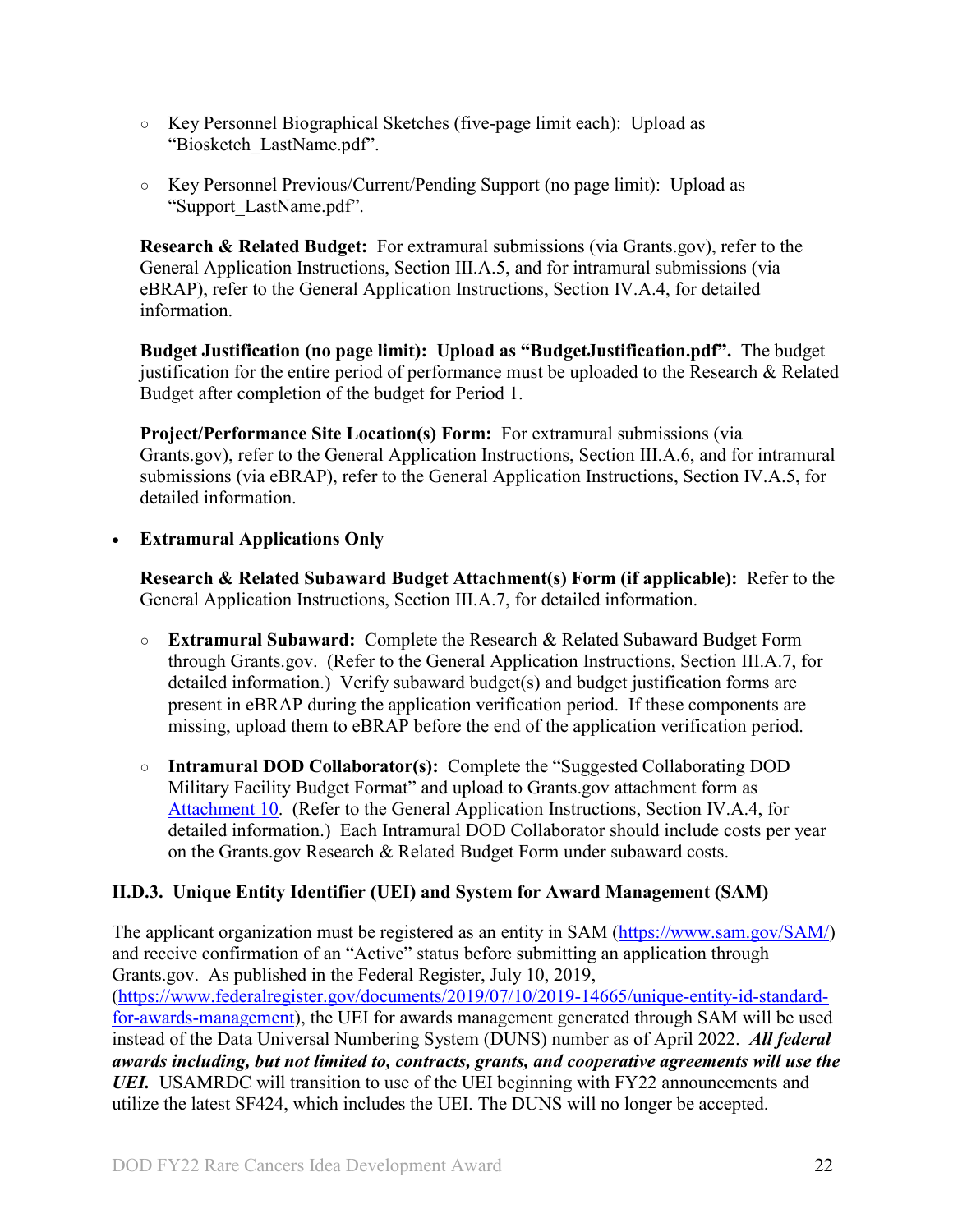- Key Personnel Biographical Sketches (five-page limit each): Upload as "Biosketch_LastName.pdf".

- Key Personnel Previous/Current/Pending Support (no page limit): Upload as "Support_LastName.pdf".

**Research & Related Budget:** For extramural submissions (via Grants.gov), refer to the General Application Instructions, Section III.A.5, and for intramural submissions (via eBRAP), refer to the General Application Instructions, Section IV.A.4, for detailed information.

**Budget Justification (no page limit): Upload as "BudgetJustification.pdf".** The budget justification for the entire period of performance must be uploaded to the Research & Related Budget after completion of the budget for Period 1.

**Project/Performance Site Location(s) Form:** For extramural submissions (via Grants.gov), refer to the General Application Instructions, Section III.A.6, and for intramural submissions (via eBRAP), refer to the General Application Instructions, Section IV.A.5, for detailed information.

- **Extramural Applications Only**

  **Research & Related Subaward Budget Attachment(s) Form (if applicable):** Refer to the General Application Instructions, Section III.A.7, for detailed information.

  - **Extramural Subaward:** Complete the Research & Related Subaward Budget Form through Grants.gov. (Refer to the General Application Instructions, Section III.A.7, for detailed information.) Verify subaward budget(s) and budget justification forms are present in eBRAP during the application verification period. If these components are missing, upload them to eBRAP before the end of the application verification period.

  - **Intramural DOD Collaborator(s):** Complete the "Suggested Collaborating DOD Military Facility Budget Format" and upload to Grants.gov attachment form as Attachment 10. (Refer to the General Application Instructions, Section IV.A.4, for detailed information.) Each Intramural DOD Collaborator should include costs per year on the Grants.gov Research & Related Budget Form under subaward costs.

### II.D.3. Unique Entity Identifier (UEI) and System for Award Management (SAM)

The applicant organization must be registered as an entity in SAM (https://www.sam.gov/SAM/) and receive confirmation of an "Active" status before submitting an application through Grants.gov. As published in the Federal Register, July 10, 2019, (https://www.federalregister.gov/documents/2019/07/10/2019-14665/unique-entity-id-standard-for-awards-management), the UEI for awards management generated through SAM will be used instead of the Data Universal Numbering System (DUNS) number as of April 2022. ***All federal awards including, but not limited to, contracts, grants, and cooperative agreements will use the UEI.*** USAMRDC will transition to use of the UEI beginning with FY22 announcements and utilize the latest SF424, which includes the UEI. The DUNS will no longer be accepted.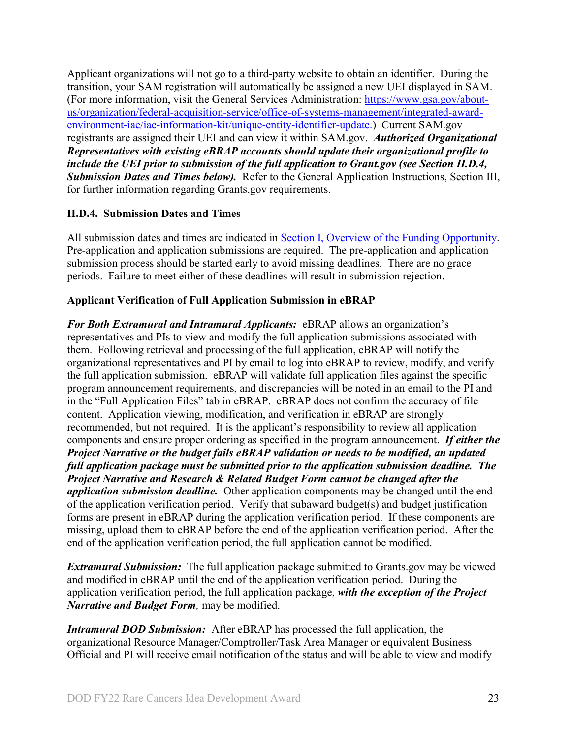Applicant organizations will not go to a third-party website to obtain an identifier. During the transition, your SAM registration will automatically be assigned a new UEI displayed in SAM. (For more information, visit the General Services Administration: [https://www.gsa.gov/about-us/organization/federal-acquisition-service/office-of-systems-management/integrated-award-environment-iae/iae-information-kit/unique-entity-identifier-update.](https://www.gsa.gov/about-us/organization/federal-acquisition-service/office-of-systems-management/integrated-award-environment-iae/iae-information-kit/unique-entity-identifier-update)) Current SAM.gov registrants are assigned their UEI and can view it within SAM.gov. ***Authorized Organizational Representatives with existing eBRAP accounts should update their organizational profile to include the UEI prior to submission of the full application to Grant.gov (see Section II.D.4, Submission Dates and Times below).*** Refer to the General Application Instructions, Section III, for further information regarding Grants.gov requirements.

### II.D.4. Submission Dates and Times

All submission dates and times are indicated in Section I, Overview of the Funding Opportunity. Pre-application and application submissions are required. The pre-application and application submission process should be started early to avoid missing deadlines. There are no grace periods. Failure to meet either of these deadlines will result in submission rejection.

**Applicant Verification of Full Application Submission in eBRAP**

***For Both Extramural and Intramural Applicants:*** eBRAP allows an organization's representatives and PIs to view and modify the full application submissions associated with them. Following retrieval and processing of the full application, eBRAP will notify the organizational representatives and PI by email to log into eBRAP to review, modify, and verify the full application submission. eBRAP will validate full application files against the specific program announcement requirements, and discrepancies will be noted in an email to the PI and in the "Full Application Files" tab in eBRAP. eBRAP does not confirm the accuracy of file content. Application viewing, modification, and verification in eBRAP are strongly recommended, but not required. It is the applicant's responsibility to review all application components and ensure proper ordering as specified in the program announcement. ***If either the Project Narrative or the budget fails eBRAP validation or needs to be modified, an updated full application package must be submitted prior to the application submission deadline. The Project Narrative and Research & Related Budget Form cannot be changed after the application submission deadline.*** Other application components may be changed until the end of the application verification period. Verify that subaward budget(s) and budget justification forms are present in eBRAP during the application verification period. If these components are missing, upload them to eBRAP before the end of the application verification period. After the end of the application verification period, the full application cannot be modified.

***Extramural Submission:*** The full application package submitted to Grants.gov may be viewed and modified in eBRAP until the end of the application verification period. During the application verification period, the full application package, ***with the exception of the Project Narrative and Budget Form****,* may be modified.

***Intramural DOD Submission:*** After eBRAP has processed the full application, the organizational Resource Manager/Comptroller/Task Area Manager or equivalent Business Official and PI will receive email notification of the status and will be able to view and modify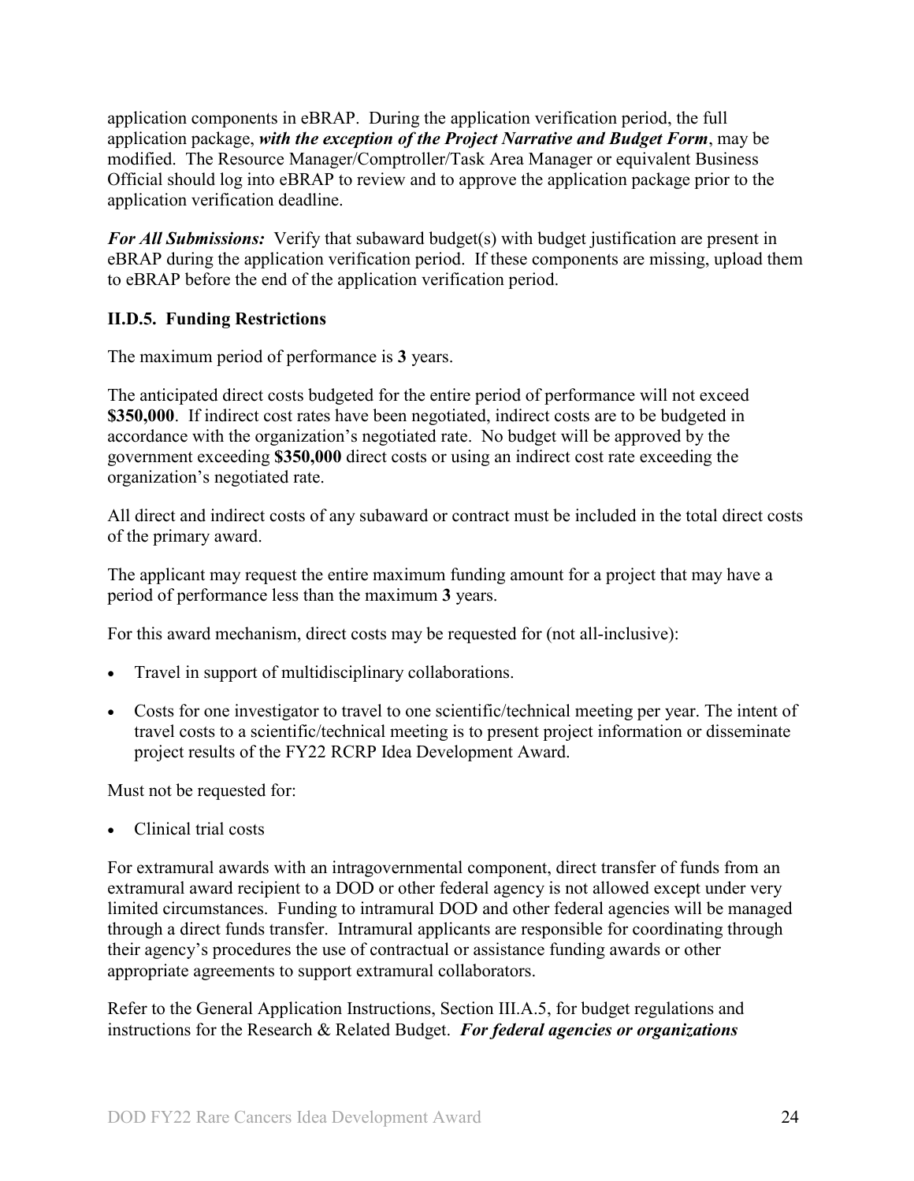application components in eBRAP. During the application verification period, the full application package, ***with the exception of the Project Narrative and Budget Form***, may be modified. The Resource Manager/Comptroller/Task Area Manager or equivalent Business Official should log into eBRAP to review and to approve the application package prior to the application verification deadline.

***For All Submissions:*** Verify that subaward budget(s) with budget justification are present in eBRAP during the application verification period. If these components are missing, upload them to eBRAP before the end of the application verification period.

### II.D.5. Funding Restrictions

The maximum period of performance is **3** years.

The anticipated direct costs budgeted for the entire period of performance will not exceed **$350,000**. If indirect cost rates have been negotiated, indirect costs are to be budgeted in accordance with the organization's negotiated rate. No budget will be approved by the government exceeding **$350,000** direct costs or using an indirect cost rate exceeding the organization's negotiated rate.

All direct and indirect costs of any subaward or contract must be included in the total direct costs of the primary award.

The applicant may request the entire maximum funding amount for a project that may have a period of performance less than the maximum **3** years.

For this award mechanism, direct costs may be requested for (not all-inclusive):

- Travel in support of multidisciplinary collaborations.
- Costs for one investigator to travel to one scientific/technical meeting per year. The intent of travel costs to a scientific/technical meeting is to present project information or disseminate project results of the FY22 RCRP Idea Development Award.

Must not be requested for:

- Clinical trial costs

For extramural awards with an intragovernmental component, direct transfer of funds from an extramural award recipient to a DOD or other federal agency is not allowed except under very limited circumstances. Funding to intramural DOD and other federal agencies will be managed through a direct funds transfer. Intramural applicants are responsible for coordinating through their agency's procedures the use of contractual or assistance funding awards or other appropriate agreements to support extramural collaborators.

Refer to the General Application Instructions, Section III.A.5, for budget regulations and instructions for the Research & Related Budget. ***For federal agencies or organizations***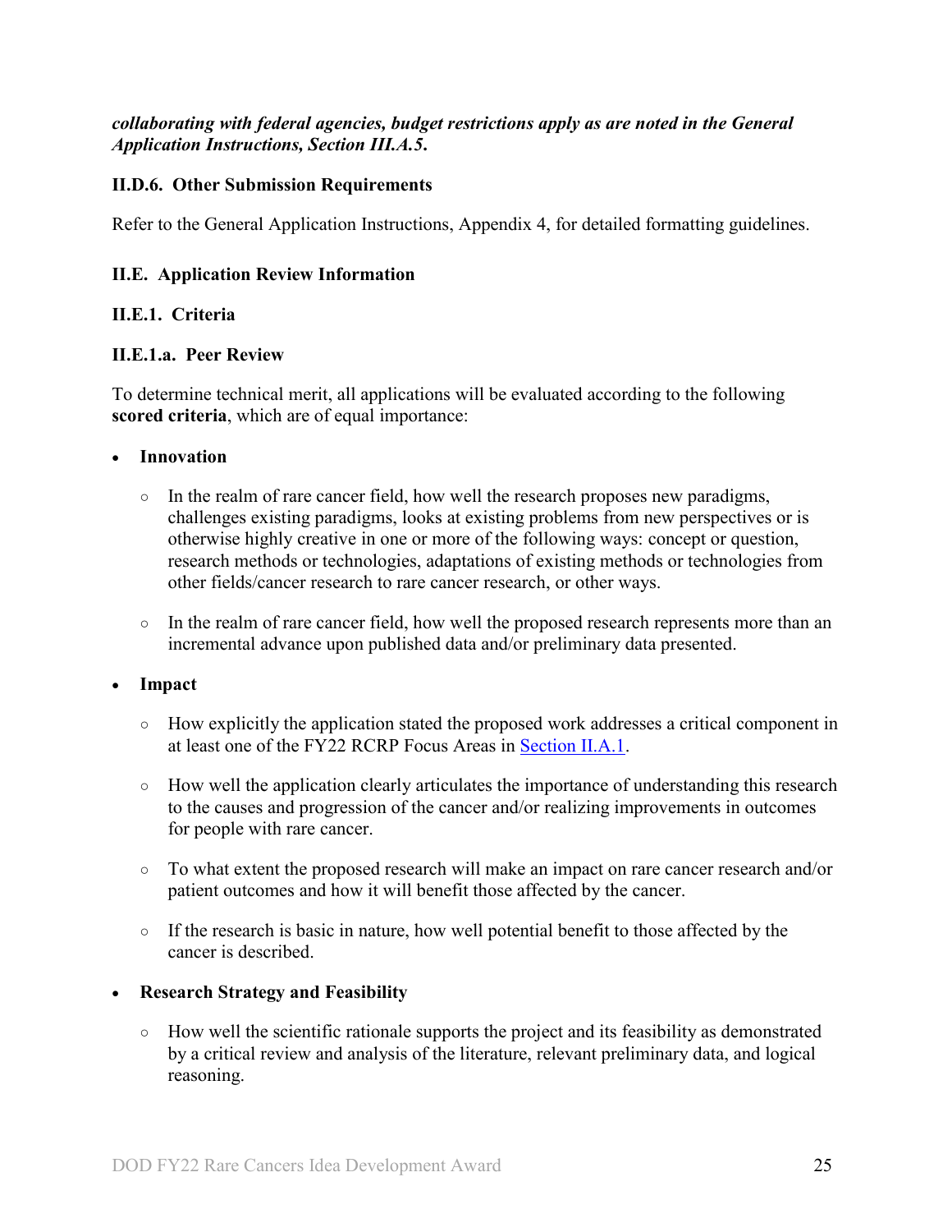***collaborating with federal agencies, budget restrictions apply as are noted in the General Application Instructions, Section III.A.5.***

### II.D.6. Other Submission Requirements

Refer to the General Application Instructions, Appendix 4, for detailed formatting guidelines.

## II.E. Application Review Information

### II.E.1. Criteria

#### II.E.1.a. Peer Review

To determine technical merit, all applications will be evaluated according to the following **scored criteria**, which are of equal importance:

- **Innovation**
  - In the realm of rare cancer field, how well the research proposes new paradigms, challenges existing paradigms, looks at existing problems from new perspectives or is otherwise highly creative in one or more of the following ways: concept or question, research methods or technologies, adaptations of existing methods or technologies from other fields/cancer research to rare cancer research, or other ways.
  - In the realm of rare cancer field, how well the proposed research represents more than an incremental advance upon published data and/or preliminary data presented.
- **Impact**
  - How explicitly the application stated the proposed work addresses a critical component in at least one of the FY22 RCRP Focus Areas in Section II.A.1.
  - How well the application clearly articulates the importance of understanding this research to the causes and progression of the cancer and/or realizing improvements in outcomes for people with rare cancer.
  - To what extent the proposed research will make an impact on rare cancer research and/or patient outcomes and how it will benefit those affected by the cancer.
  - If the research is basic in nature, how well potential benefit to those affected by the cancer is described.
- **Research Strategy and Feasibility**
  - How well the scientific rationale supports the project and its feasibility as demonstrated by a critical review and analysis of the literature, relevant preliminary data, and logical reasoning.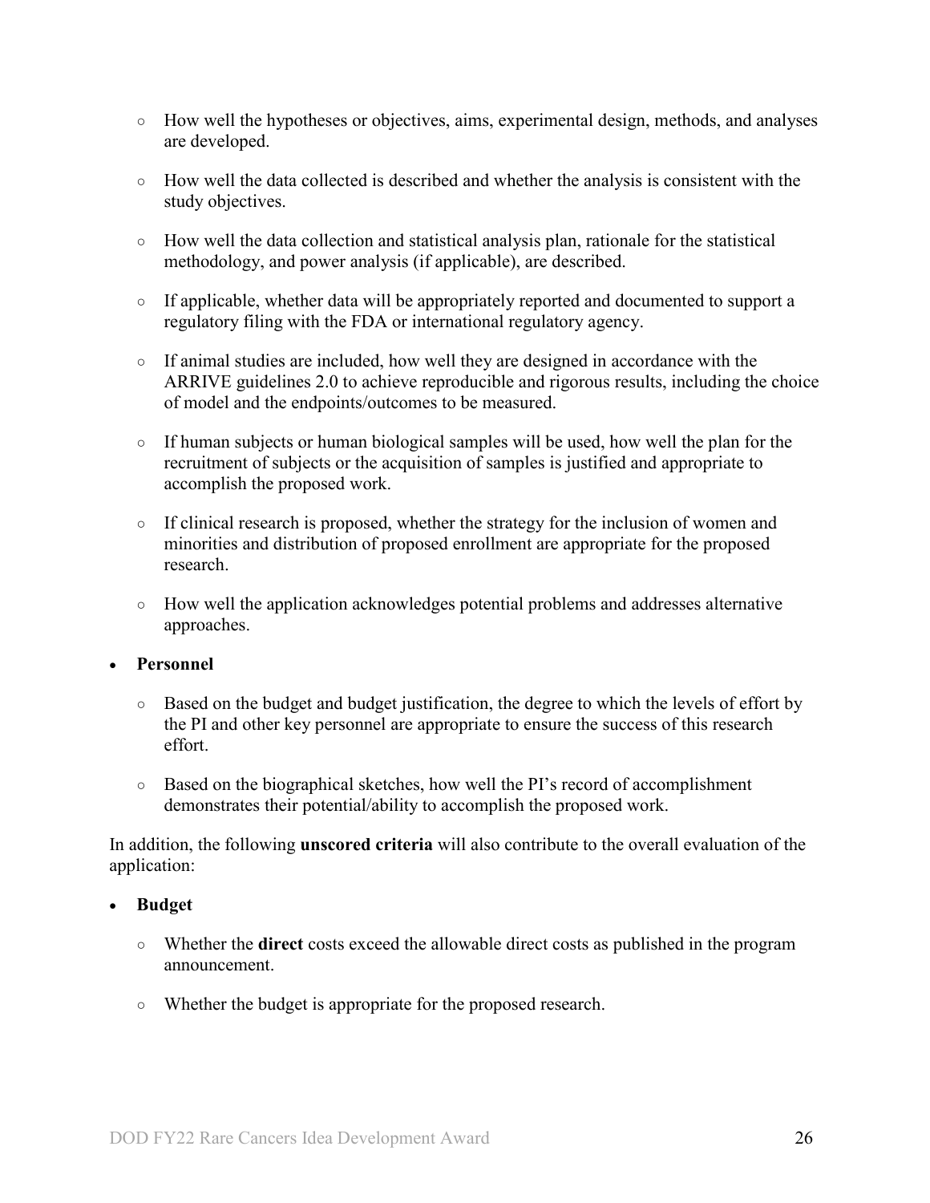- How well the hypotheses or objectives, aims, experimental design, methods, and analyses are developed.
- How well the data collected is described and whether the analysis is consistent with the study objectives.
- How well the data collection and statistical analysis plan, rationale for the statistical methodology, and power analysis (if applicable), are described.
- If applicable, whether data will be appropriately reported and documented to support a regulatory filing with the FDA or international regulatory agency.
- If animal studies are included, how well they are designed in accordance with the ARRIVE guidelines 2.0 to achieve reproducible and rigorous results, including the choice of model and the endpoints/outcomes to be measured.
- If human subjects or human biological samples will be used, how well the plan for the recruitment of subjects or the acquisition of samples is justified and appropriate to accomplish the proposed work.
- If clinical research is proposed, whether the strategy for the inclusion of women and minorities and distribution of proposed enrollment are appropriate for the proposed research.
- How well the application acknowledges potential problems and addresses alternative approaches.

- **Personnel**
  - Based on the budget and budget justification, the degree to which the levels of effort by the PI and other key personnel are appropriate to ensure the success of this research effort.
  - Based on the biographical sketches, how well the PI's record of accomplishment demonstrates their potential/ability to accomplish the proposed work.

In addition, the following **unscored criteria** will also contribute to the overall evaluation of the application:

- **Budget**
  - Whether the **direct** costs exceed the allowable direct costs as published in the program announcement.
  - Whether the budget is appropriate for the proposed research.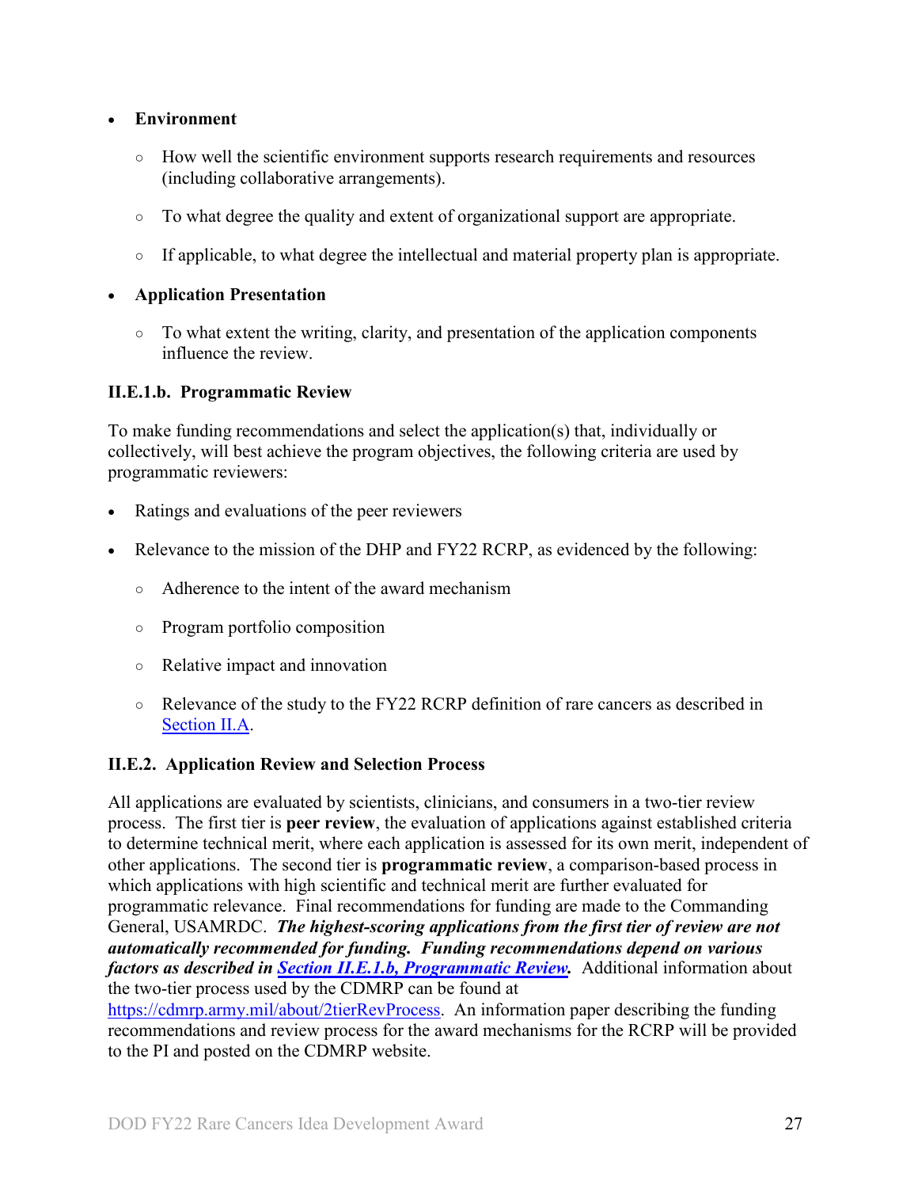- **Environment**
  - How well the scientific environment supports research requirements and resources (including collaborative arrangements).
  - To what degree the quality and extent of organizational support are appropriate.
  - If applicable, to what degree the intellectual and material property plan is appropriate.
- **Application Presentation**
  - To what extent the writing, clarity, and presentation of the application components influence the review.

### II.E.1.b. Programmatic Review

To make funding recommendations and select the application(s) that, individually or collectively, will best achieve the program objectives, the following criteria are used by programmatic reviewers:

- Ratings and evaluations of the peer reviewers
- Relevance to the mission of the DHP and FY22 RCRP, as evidenced by the following:
  - Adherence to the intent of the award mechanism
  - Program portfolio composition
  - Relative impact and innovation
  - Relevance of the study to the FY22 RCRP definition of rare cancers as described in Section II.A.

### II.E.2. Application Review and Selection Process

All applications are evaluated by scientists, clinicians, and consumers in a two-tier review process. The first tier is **peer review**, the evaluation of applications against established criteria to determine technical merit, where each application is assessed for its own merit, independent of other applications. The second tier is **programmatic review**, a comparison-based process in which applications with high scientific and technical merit are further evaluated for programmatic relevance. Final recommendations for funding are made to the Commanding General, USAMRDC. ***The highest-scoring applications from the first tier of review are not automatically recommended for funding. Funding recommendations depend on various factors as described in Section II.E.1.b, Programmatic Review.*** Additional information about the two-tier process used by the CDMRP can be found at https://cdmrp.army.mil/about/2tierRevProcess. An information paper describing the funding recommendations and review process for the award mechanisms for the RCRP will be provided to the PI and posted on the CDMRP website.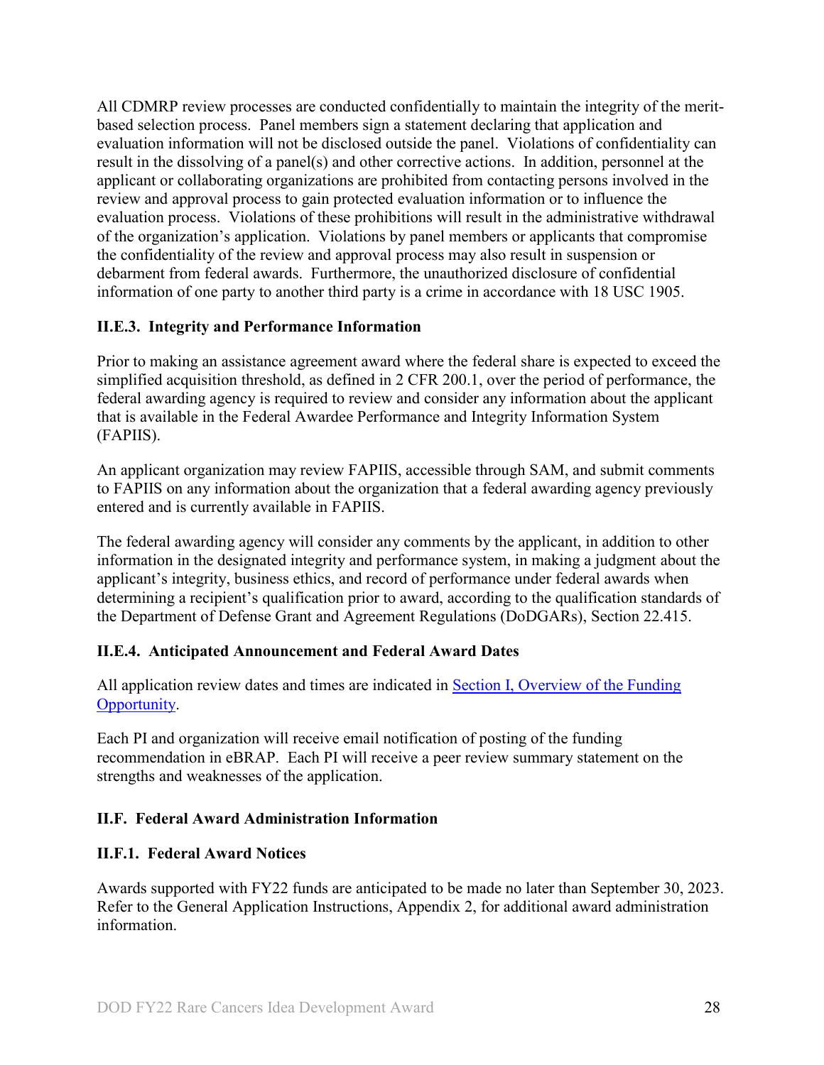All CDMRP review processes are conducted confidentially to maintain the integrity of the merit-based selection process. Panel members sign a statement declaring that application and evaluation information will not be disclosed outside the panel. Violations of confidentiality can result in the dissolving of a panel(s) and other corrective actions. In addition, personnel at the applicant or collaborating organizations are prohibited from contacting persons involved in the review and approval process to gain protected evaluation information or to influence the evaluation process. Violations of these prohibitions will result in the administrative withdrawal of the organization's application. Violations by panel members or applicants that compromise the confidentiality of the review and approval process may also result in suspension or debarment from federal awards. Furthermore, the unauthorized disclosure of confidential information of one party to another third party is a crime in accordance with 18 USC 1905.

### II.E.3. Integrity and Performance Information

Prior to making an assistance agreement award where the federal share is expected to exceed the simplified acquisition threshold, as defined in 2 CFR 200.1, over the period of performance, the federal awarding agency is required to review and consider any information about the applicant that is available in the Federal Awardee Performance and Integrity Information System (FAPIIS).

An applicant organization may review FAPIIS, accessible through SAM, and submit comments to FAPIIS on any information about the organization that a federal awarding agency previously entered and is currently available in FAPIIS.

The federal awarding agency will consider any comments by the applicant, in addition to other information in the designated integrity and performance system, in making a judgment about the applicant's integrity, business ethics, and record of performance under federal awards when determining a recipient's qualification prior to award, according to the qualification standards of the Department of Defense Grant and Agreement Regulations (DoDGARs), Section 22.415.

### II.E.4. Anticipated Announcement and Federal Award Dates

All application review dates and times are indicated in Section I, Overview of the Funding Opportunity.

Each PI and organization will receive email notification of posting of the funding recommendation in eBRAP. Each PI will receive a peer review summary statement on the strengths and weaknesses of the application.

## II.F. Federal Award Administration Information

### II.F.1. Federal Award Notices

Awards supported with FY22 funds are anticipated to be made no later than September 30, 2023. Refer to the General Application Instructions, Appendix 2, for additional award administration information.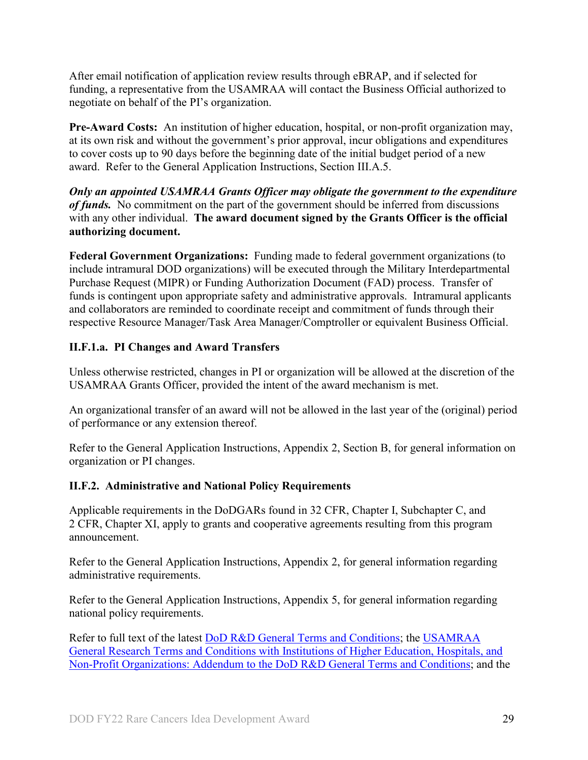After email notification of application review results through eBRAP, and if selected for funding, a representative from the USAMRAA will contact the Business Official authorized to negotiate on behalf of the PI's organization.

**Pre-Award Costs:** An institution of higher education, hospital, or non-profit organization may, at its own risk and without the government's prior approval, incur obligations and expenditures to cover costs up to 90 days before the beginning date of the initial budget period of a new award. Refer to the General Application Instructions, Section III.A.5.

***Only an appointed USAMRAA Grants Officer may obligate the government to the expenditure of funds.*** No commitment on the part of the government should be inferred from discussions with any other individual. **The award document signed by the Grants Officer is the official authorizing document.**

**Federal Government Organizations:** Funding made to federal government organizations (to include intramural DOD organizations) will be executed through the Military Interdepartmental Purchase Request (MIPR) or Funding Authorization Document (FAD) process. Transfer of funds is contingent upon appropriate safety and administrative approvals. Intramural applicants and collaborators are reminded to coordinate receipt and commitment of funds through their respective Resource Manager/Task Area Manager/Comptroller or equivalent Business Official.

### II.F.1.a. PI Changes and Award Transfers

Unless otherwise restricted, changes in PI or organization will be allowed at the discretion of the USAMRAA Grants Officer, provided the intent of the award mechanism is met.

An organizational transfer of an award will not be allowed in the last year of the (original) period of performance or any extension thereof.

Refer to the General Application Instructions, Appendix 2, Section B, for general information on organization or PI changes.

### II.F.2. Administrative and National Policy Requirements

Applicable requirements in the DoDGARs found in 32 CFR, Chapter I, Subchapter C, and 2 CFR, Chapter XI, apply to grants and cooperative agreements resulting from this program announcement.

Refer to the General Application Instructions, Appendix 2, for general information regarding administrative requirements.

Refer to the General Application Instructions, Appendix 5, for general information regarding national policy requirements.

Refer to full text of the latest DoD R&D General Terms and Conditions; the USAMRAA General Research Terms and Conditions with Institutions of Higher Education, Hospitals, and Non-Profit Organizations: Addendum to the DoD R&D General Terms and Conditions; and the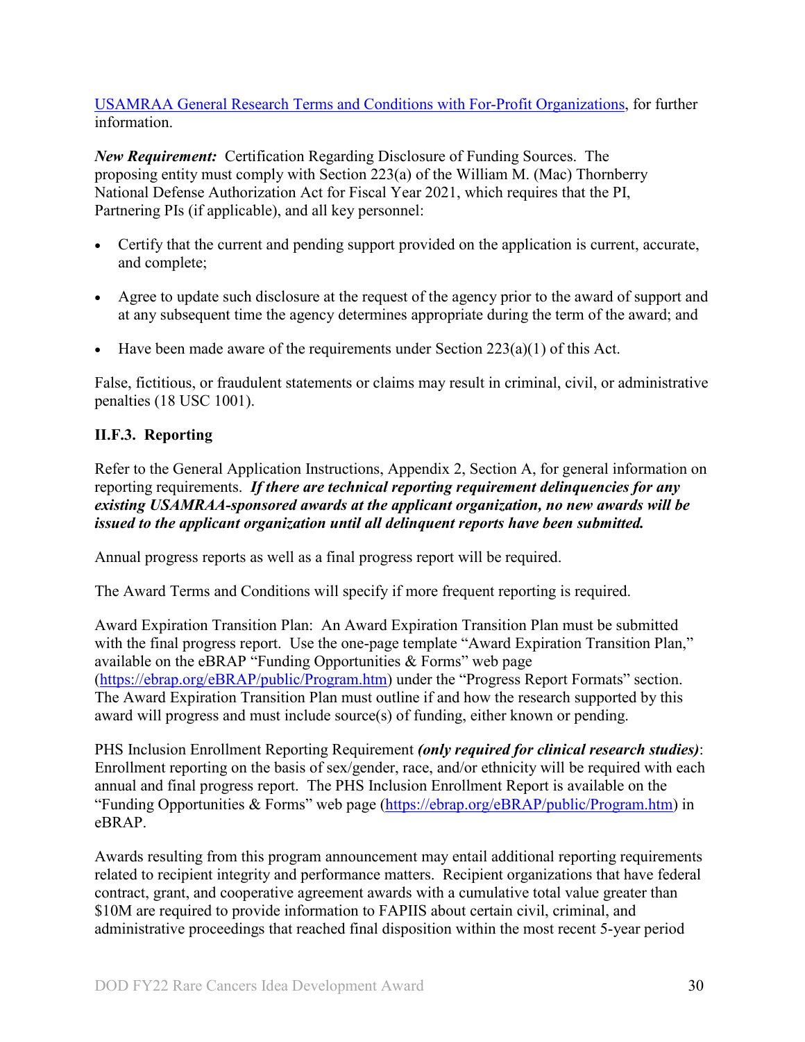[USAMRAA General Research Terms and Conditions with For-Profit Organizations](), for further information.

***New Requirement:*** Certification Regarding Disclosure of Funding Sources. The proposing entity must comply with Section 223(a) of the William M. (Mac) Thornberry National Defense Authorization Act for Fiscal Year 2021, which requires that the PI, Partnering PIs (if applicable), and all key personnel:

- Certify that the current and pending support provided on the application is current, accurate, and complete;
- Agree to update such disclosure at the request of the agency prior to the award of support and at any subsequent time the agency determines appropriate during the term of the award; and
- Have been made aware of the requirements under Section 223(a)(1) of this Act.

False, fictitious, or fraudulent statements or claims may result in criminal, civil, or administrative penalties (18 USC 1001).

### II.F.3. Reporting

Refer to the General Application Instructions, Appendix 2, Section A, for general information on reporting requirements. ***If there are technical reporting requirement delinquencies for any existing USAMRAA-sponsored awards at the applicant organization, no new awards will be issued to the applicant organization until all delinquent reports have been submitted.***

Annual progress reports as well as a final progress report will be required.

The Award Terms and Conditions will specify if more frequent reporting is required.

Award Expiration Transition Plan: An Award Expiration Transition Plan must be submitted with the final progress report. Use the one-page template "Award Expiration Transition Plan," available on the eBRAP "Funding Opportunities & Forms" web page ([https://ebrap.org/eBRAP/public/Program.htm](https://ebrap.org/eBRAP/public/Program.htm)) under the "Progress Report Formats" section. The Award Expiration Transition Plan must outline if and how the research supported by this award will progress and must include source(s) of funding, either known or pending.

PHS Inclusion Enrollment Reporting Requirement ***(only required for clinical research studies)***: Enrollment reporting on the basis of sex/gender, race, and/or ethnicity will be required with each annual and final progress report. The PHS Inclusion Enrollment Report is available on the "Funding Opportunities & Forms" web page ([https://ebrap.org/eBRAP/public/Program.htm](https://ebrap.org/eBRAP/public/Program.htm)) in eBRAP.

Awards resulting from this program announcement may entail additional reporting requirements related to recipient integrity and performance matters. Recipient organizations that have federal contract, grant, and cooperative agreement awards with a cumulative total value greater than \$10M are required to provide information to FAPIIS about certain civil, criminal, and administrative proceedings that reached final disposition within the most recent 5-year period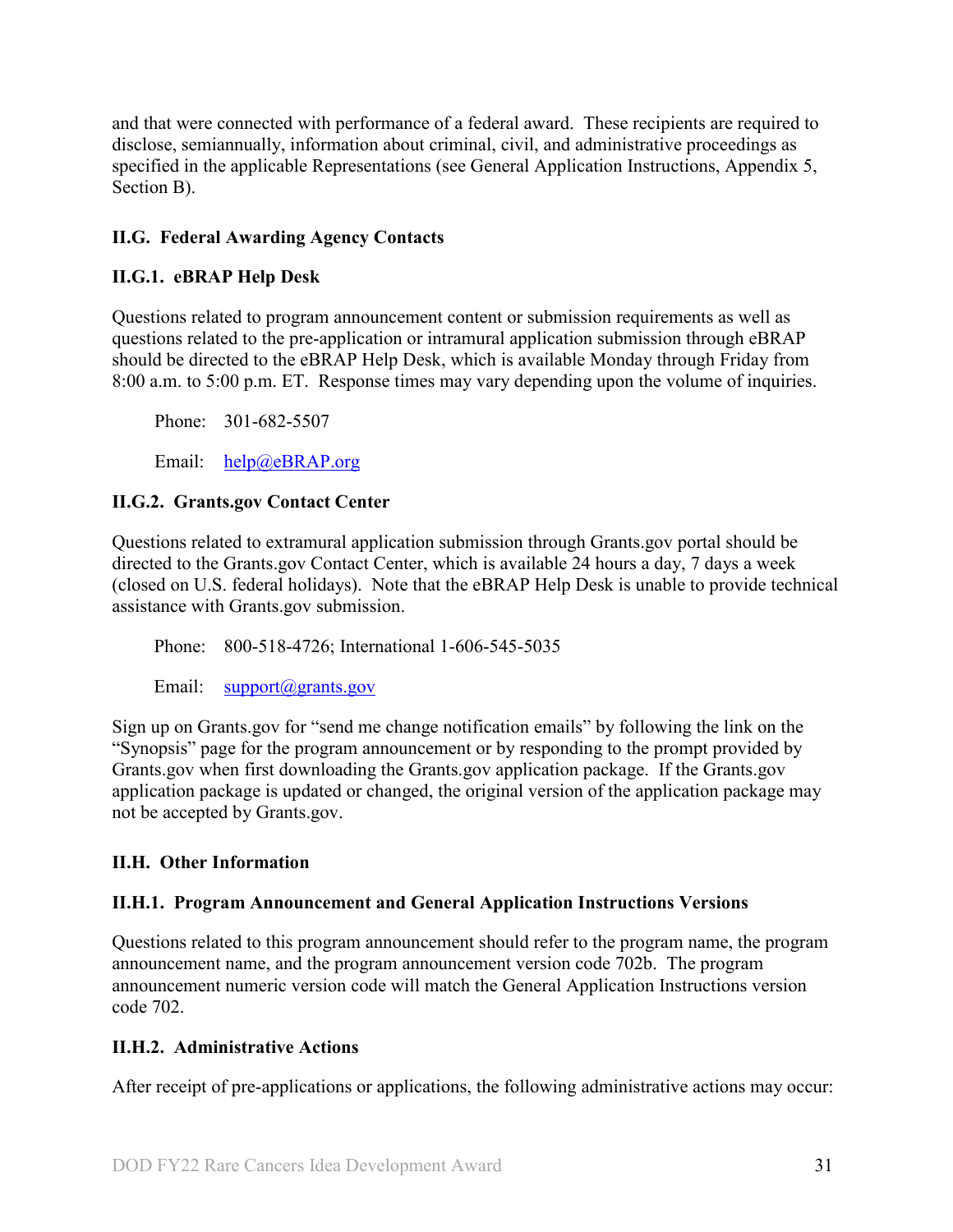and that were connected with performance of a federal award. These recipients are required to disclose, semiannually, information about criminal, civil, and administrative proceedings as specified in the applicable Representations (see General Application Instructions, Appendix 5, Section B).

## II.G. Federal Awarding Agency Contacts

### II.G.1. eBRAP Help Desk

Questions related to program announcement content or submission requirements as well as questions related to the pre-application or intramural application submission through eBRAP should be directed to the eBRAP Help Desk, which is available Monday through Friday from 8:00 a.m. to 5:00 p.m. ET. Response times may vary depending upon the volume of inquiries.

Phone: 301-682-5507

Email: help@eBRAP.org

### II.G.2. Grants.gov Contact Center

Questions related to extramural application submission through Grants.gov portal should be directed to the Grants.gov Contact Center, which is available 24 hours a day, 7 days a week (closed on U.S. federal holidays). Note that the eBRAP Help Desk is unable to provide technical assistance with Grants.gov submission.

Phone: 800-518-4726; International 1-606-545-5035

Email: support@grants.gov

Sign up on Grants.gov for "send me change notification emails" by following the link on the "Synopsis" page for the program announcement or by responding to the prompt provided by Grants.gov when first downloading the Grants.gov application package. If the Grants.gov application package is updated or changed, the original version of the application package may not be accepted by Grants.gov.

## II.H. Other Information

### II.H.1. Program Announcement and General Application Instructions Versions

Questions related to this program announcement should refer to the program name, the program announcement name, and the program announcement version code 702b. The program announcement numeric version code will match the General Application Instructions version code 702.

### II.H.2. Administrative Actions

After receipt of pre-applications or applications, the following administrative actions may occur: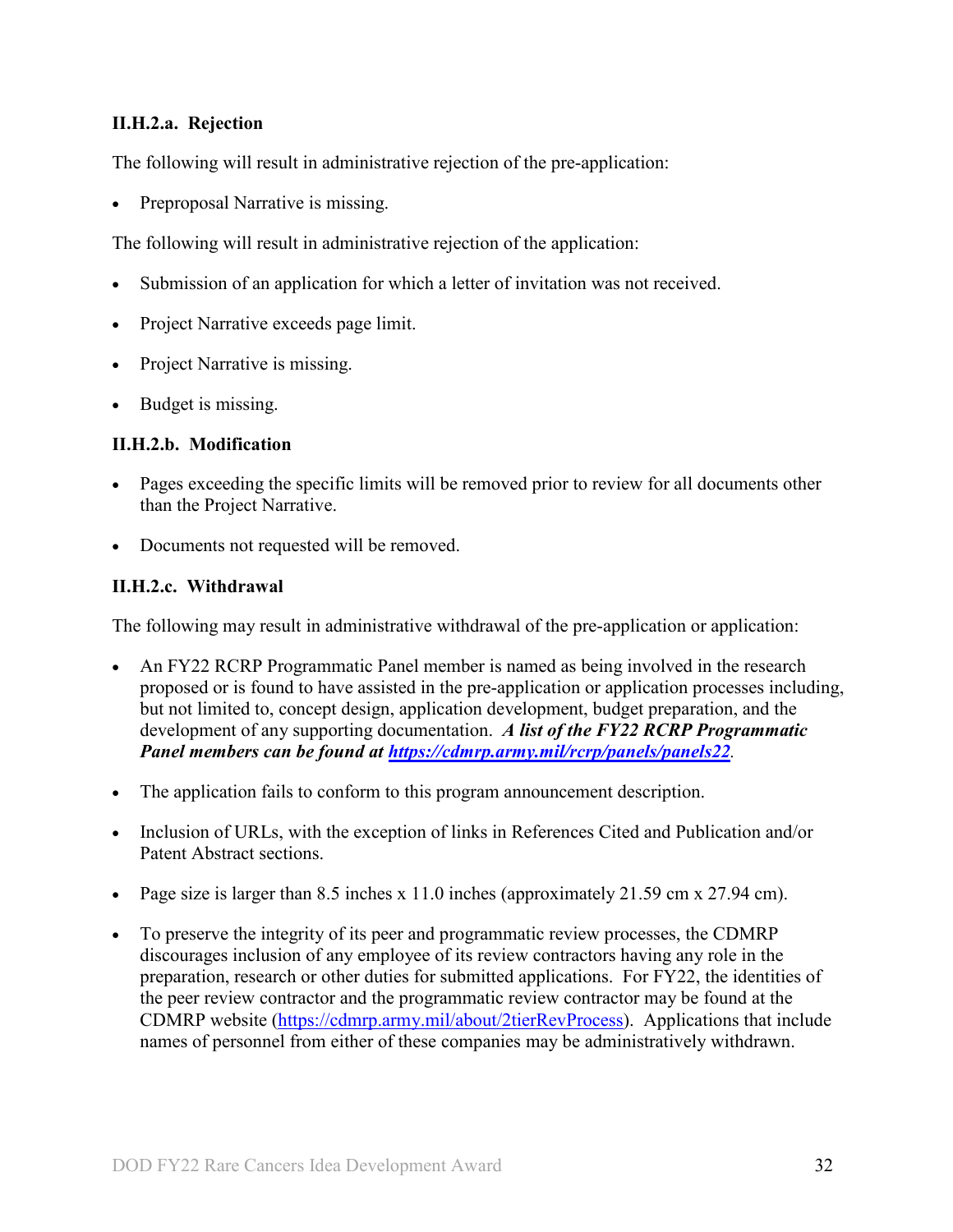#### II.H.2.a. Rejection

The following will result in administrative rejection of the pre-application:

- Preproposal Narrative is missing.

The following will result in administrative rejection of the application:

- Submission of an application for which a letter of invitation was not received.
- Project Narrative exceeds page limit.
- Project Narrative is missing.
- Budget is missing.

#### II.H.2.b. Modification

- Pages exceeding the specific limits will be removed prior to review for all documents other than the Project Narrative.
- Documents not requested will be removed.

#### II.H.2.c. Withdrawal

The following may result in administrative withdrawal of the pre-application or application:

- An FY22 RCRP Programmatic Panel member is named as being involved in the research proposed or is found to have assisted in the pre-application or application processes including, but not limited to, concept design, application development, budget preparation, and the development of any supporting documentation. ***A list of the FY22 RCRP Programmatic Panel members can be found at [https://cdmrp.army.mil/rcrp/panels/panels22](https://cdmrp.army.mil/rcrp/panels/panels22)***.
- The application fails to conform to this program announcement description.
- Inclusion of URLs, with the exception of links in References Cited and Publication and/or Patent Abstract sections.
- Page size is larger than 8.5 inches x 11.0 inches (approximately 21.59 cm x 27.94 cm).
- To preserve the integrity of its peer and programmatic review processes, the CDMRP discourages inclusion of any employee of its review contractors having any role in the preparation, research or other duties for submitted applications. For FY22, the identities of the peer review contractor and the programmatic review contractor may be found at the CDMRP website ([https://cdmrp.army.mil/about/2tierRevProcess](https://cdmrp.army.mil/about/2tierRevProcess)). Applications that include names of personnel from either of these companies may be administratively withdrawn.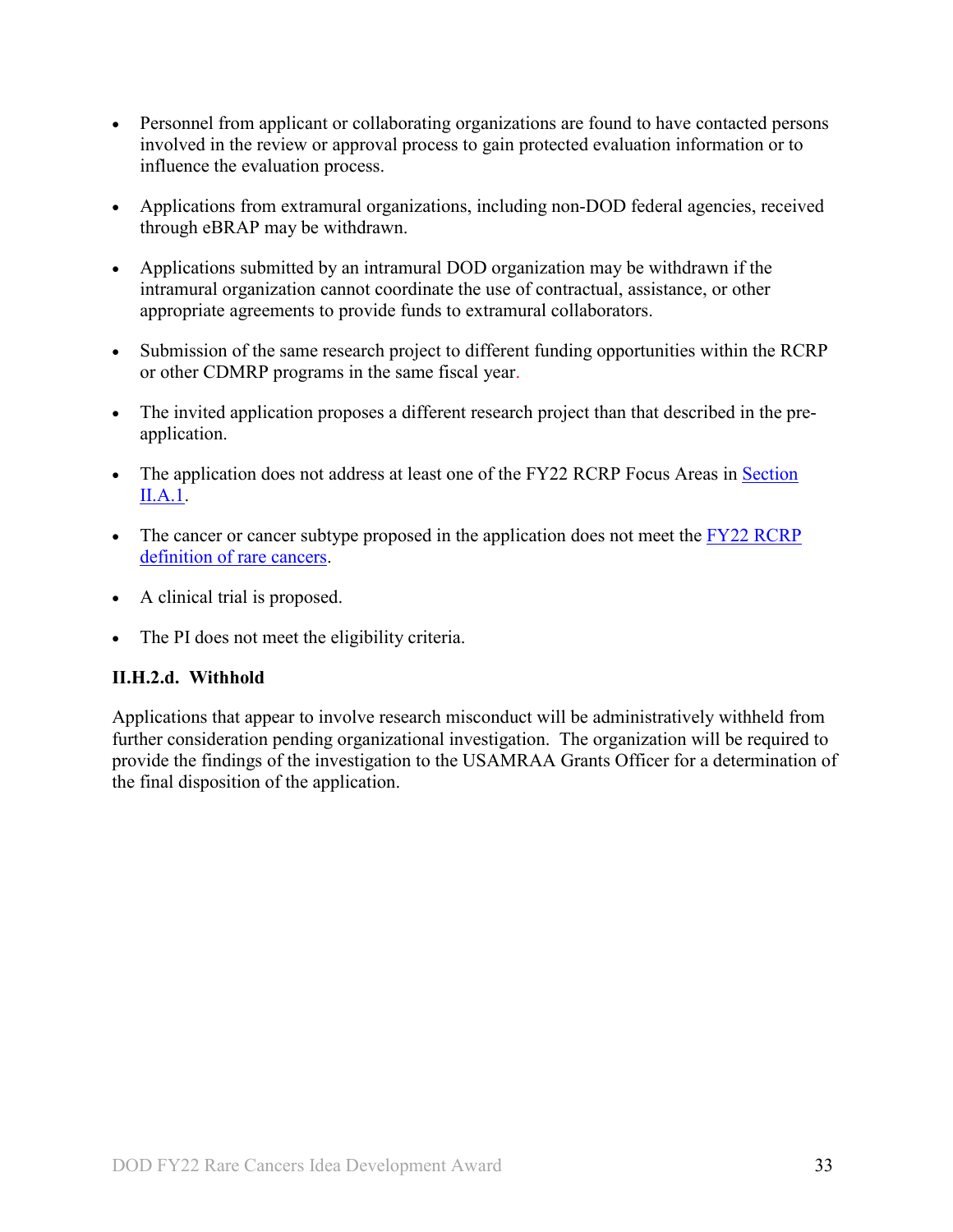- Personnel from applicant or collaborating organizations are found to have contacted persons involved in the review or approval process to gain protected evaluation information or to influence the evaluation process.

- Applications from extramural organizations, including non-DOD federal agencies, received through eBRAP may be withdrawn.

- Applications submitted by an intramural DOD organization may be withdrawn if the intramural organization cannot coordinate the use of contractual, assistance, or other appropriate agreements to provide funds to extramural collaborators.

- Submission of the same research project to different funding opportunities within the RCRP or other CDMRP programs in the same fiscal year.

- The invited application proposes a different research project than that described in the pre-application.

- The application does not address at least one of the FY22 RCRP Focus Areas in Section II.A.1.

- The cancer or cancer subtype proposed in the application does not meet the FY22 RCRP definition of rare cancers.

- A clinical trial is proposed.

- The PI does not meet the eligibility criteria.

#### II.H.2.d. Withhold

Applications that appear to involve research misconduct will be administratively withheld from further consideration pending organizational investigation. The organization will be required to provide the findings of the investigation to the USAMRAA Grants Officer for a determination of the final disposition of the application.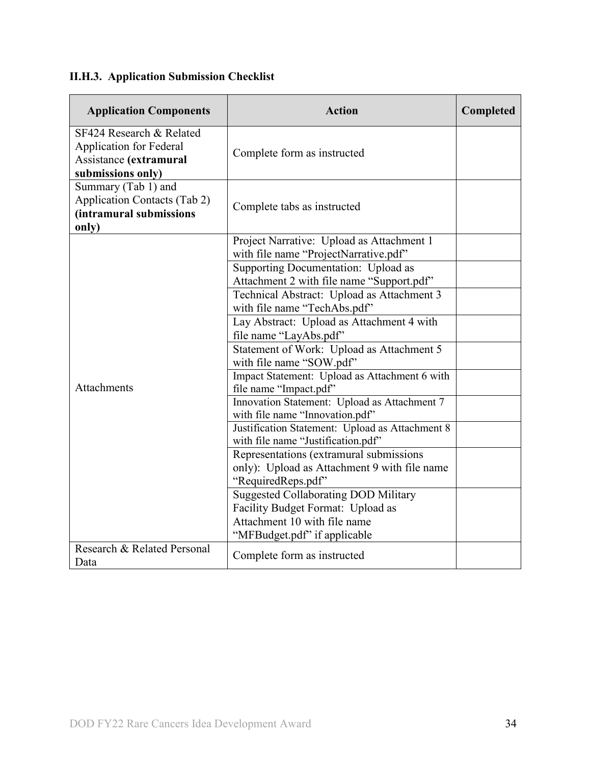### II.H.3. Application Submission Checklist

| Application Components | Action | Completed |
|---|---|---|
| SF424 Research & Related Application for Federal Assistance **(extramural submissions only)** | Complete form as instructed | |
| Summary (Tab 1) and Application Contacts (Tab 2) **(intramural submissions only)** | Complete tabs as instructed | |
| Attachments | Project Narrative: Upload as Attachment 1 with file name "ProjectNarrative.pdf" | |
| | Supporting Documentation: Upload as Attachment 2 with file name "Support.pdf" | |
| | Technical Abstract: Upload as Attachment 3 with file name "TechAbs.pdf" | |
| | Lay Abstract: Upload as Attachment 4 with file name "LayAbs.pdf" | |
| | Statement of Work: Upload as Attachment 5 with file name "SOW.pdf" | |
| | Impact Statement: Upload as Attachment 6 with file name "Impact.pdf" | |
| | Innovation Statement: Upload as Attachment 7 with file name "Innovation.pdf" | |
| | Justification Statement: Upload as Attachment 8 with file name "Justification.pdf" | |
| | Representations (extramural submissions only): Upload as Attachment 9 with file name "RequiredReps.pdf" | |
| | Suggested Collaborating DOD Military Facility Budget Format: Upload as Attachment 10 with file name "MFBudget.pdf" if applicable | |
| Research & Related Personal Data | Complete form as instructed | |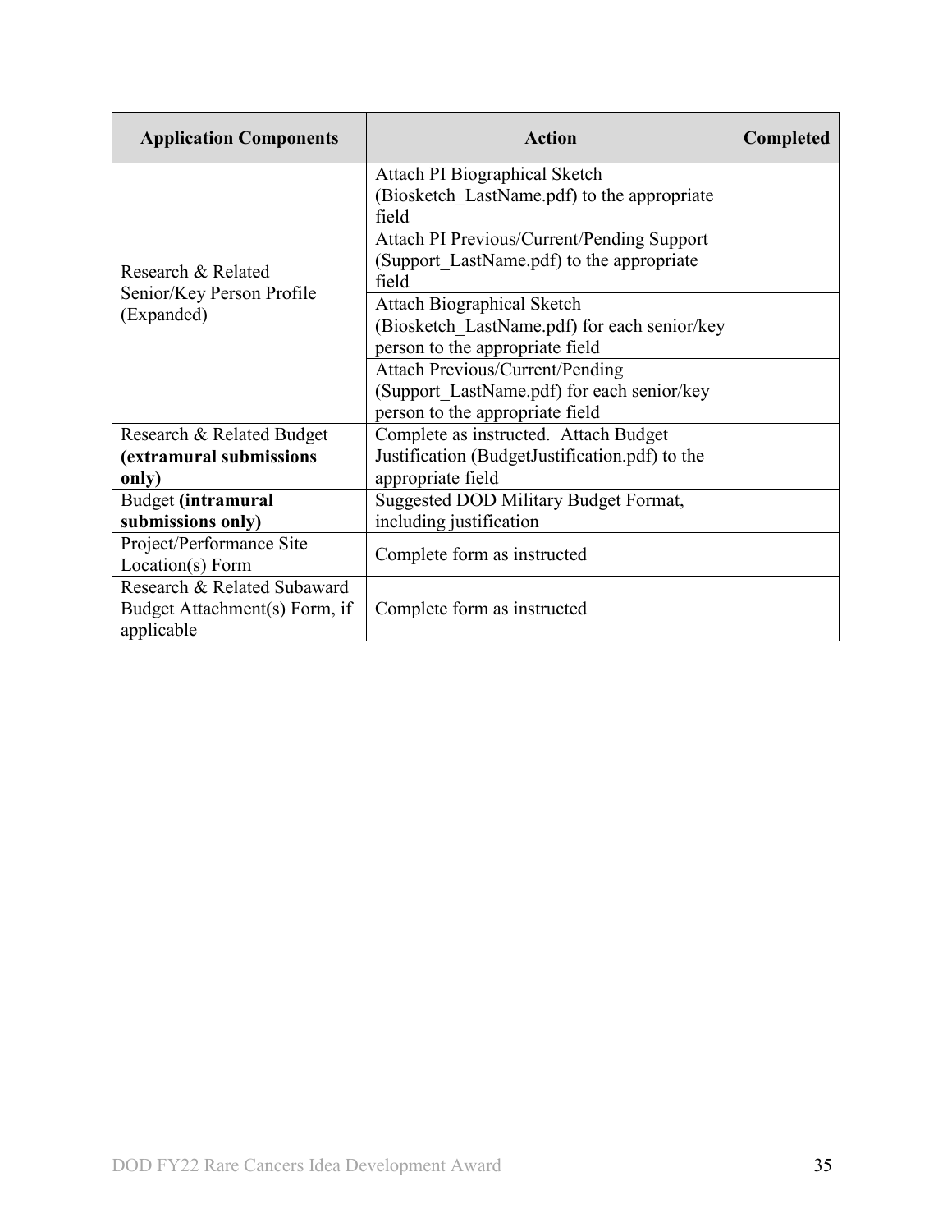| Application Components | Action | Completed |
| --- | --- | --- |
| Research & Related Senior/Key Person Profile (Expanded) | Attach PI Biographical Sketch (Biosketch_LastName.pdf) to the appropriate field | |
| | Attach PI Previous/Current/Pending Support (Support_LastName.pdf) to the appropriate field | |
| | Attach Biographical Sketch (Biosketch_LastName.pdf) for each senior/key person to the appropriate field | |
| | Attach Previous/Current/Pending (Support_LastName.pdf) for each senior/key person to the appropriate field | |
| Research & Related Budget **(extramural submissions only)** | Complete as instructed. Attach Budget Justification (BudgetJustification.pdf) to the appropriate field | |
| Budget **(intramural submissions only)** | Suggested DOD Military Budget Format, including justification | |
| Project/Performance Site Location(s) Form | Complete form as instructed | |
| Research & Related Subaward Budget Attachment(s) Form, if applicable | Complete form as instructed | |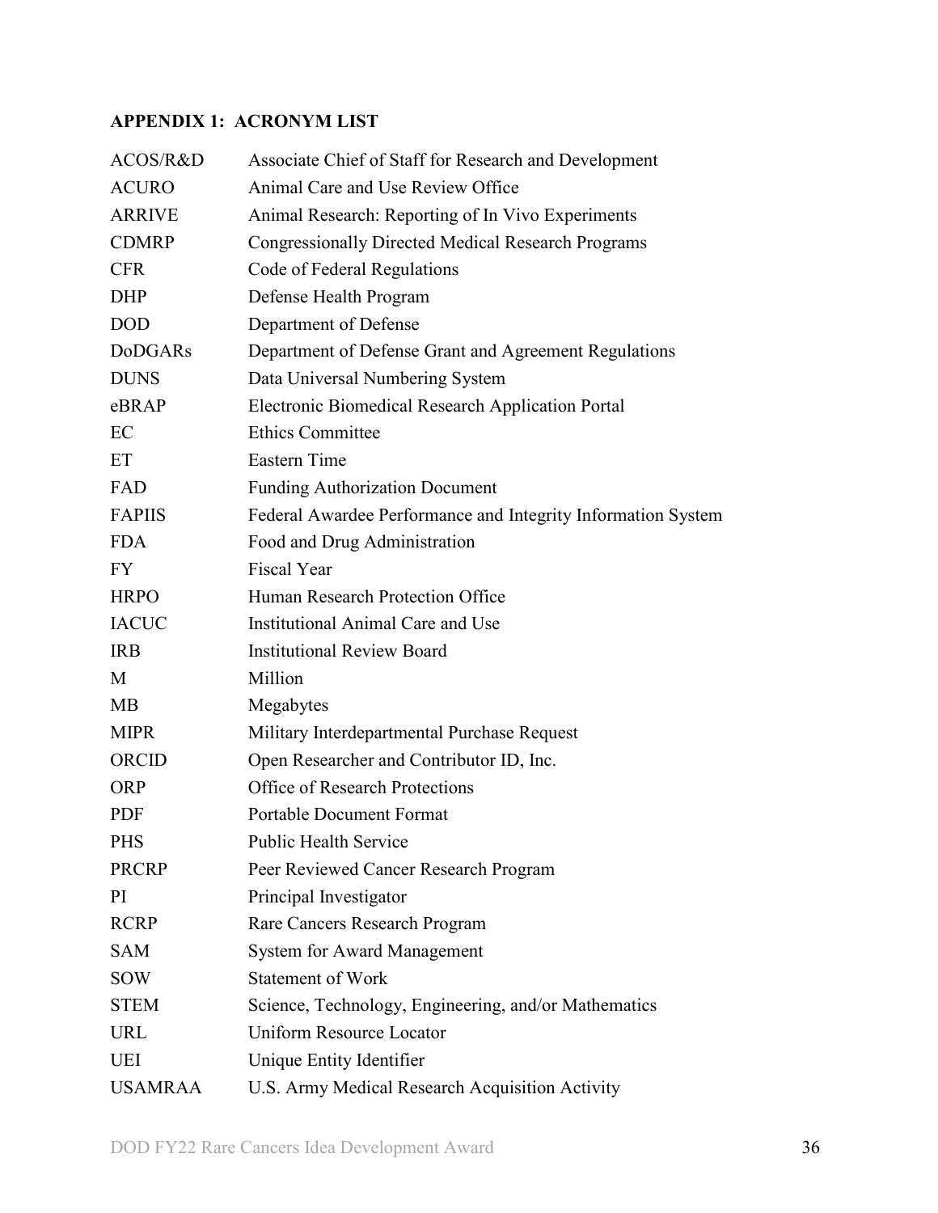## APPENDIX 1: ACRONYM LIST

| | |
|---|---|
| ACOS/R&D | Associate Chief of Staff for Research and Development |
| ACURO | Animal Care and Use Review Office |
| ARRIVE | Animal Research: Reporting of In Vivo Experiments |
| CDMRP | Congressionally Directed Medical Research Programs |
| CFR | Code of Federal Regulations |
| DHP | Defense Health Program |
| DOD | Department of Defense |
| DoDGARs | Department of Defense Grant and Agreement Regulations |
| DUNS | Data Universal Numbering System |
| eBRAP | Electronic Biomedical Research Application Portal |
| EC | Ethics Committee |
| ET | Eastern Time |
| FAD | Funding Authorization Document |
| FAPIIS | Federal Awardee Performance and Integrity Information System |
| FDA | Food and Drug Administration |
| FY | Fiscal Year |
| HRPO | Human Research Protection Office |
| IACUC | Institutional Animal Care and Use |
| IRB | Institutional Review Board |
| M | Million |
| MB | Megabytes |
| MIPR | Military Interdepartmental Purchase Request |
| ORCID | Open Researcher and Contributor ID, Inc. |
| ORP | Office of Research Protections |
| PDF | Portable Document Format |
| PHS | Public Health Service |
| PRCRP | Peer Reviewed Cancer Research Program |
| PI | Principal Investigator |
| RCRP | Rare Cancers Research Program |
| SAM | System for Award Management |
| SOW | Statement of Work |
| STEM | Science, Technology, Engineering, and/or Mathematics |
| URL | Uniform Resource Locator |
| UEI | Unique Entity Identifier |
| USAMRAA | U.S. Army Medical Research Acquisition Activity |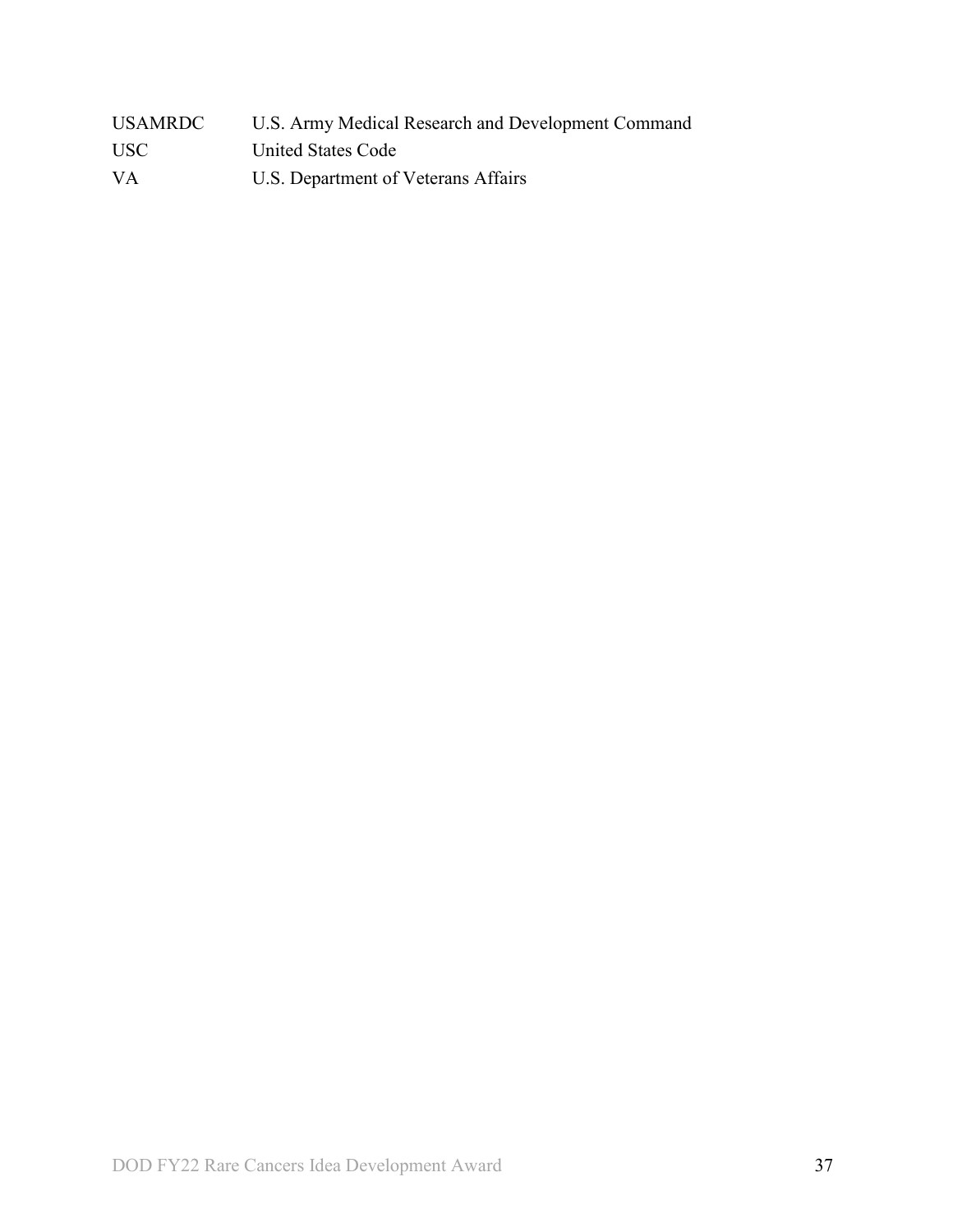| | |
|---|---|
| USAMRDC | U.S. Army Medical Research and Development Command |
| USC | United States Code |
| VA | U.S. Department of Veterans Affairs |